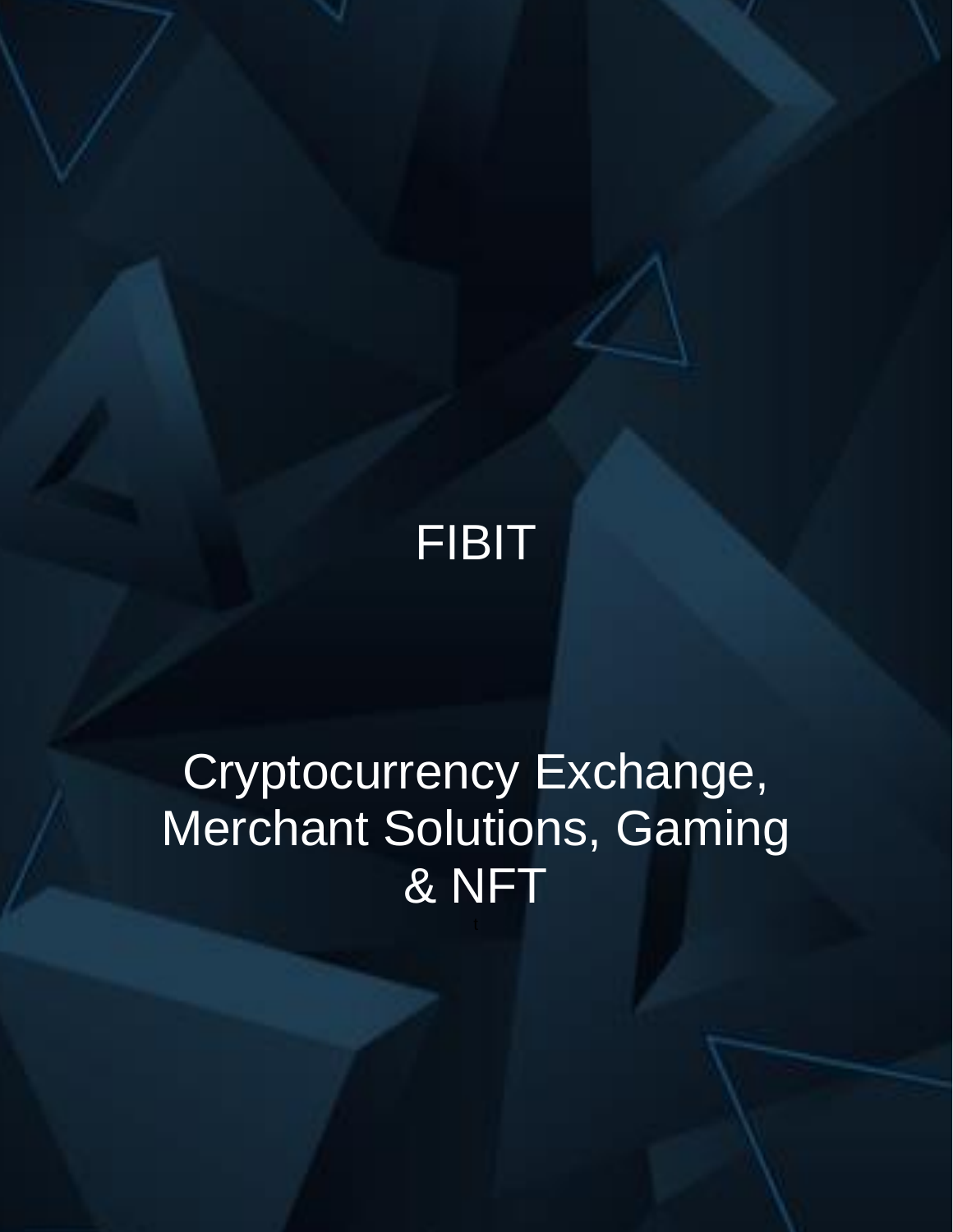# FIBIT

## Cryptocurrency Exchange, Merchant Solutions, Gaming & NFT

t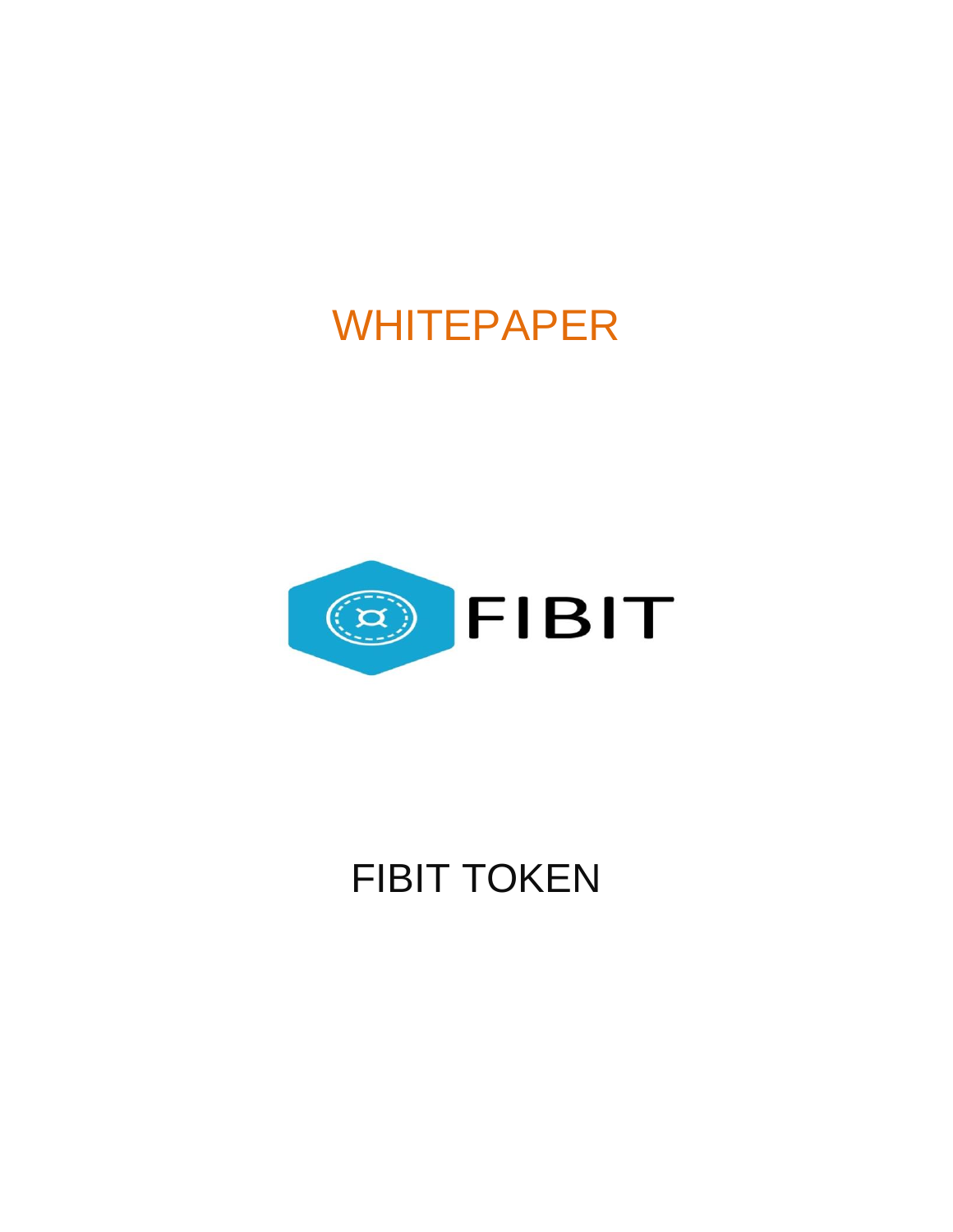# WHITEPAPER

FIBIT

# FIBIT TOKEN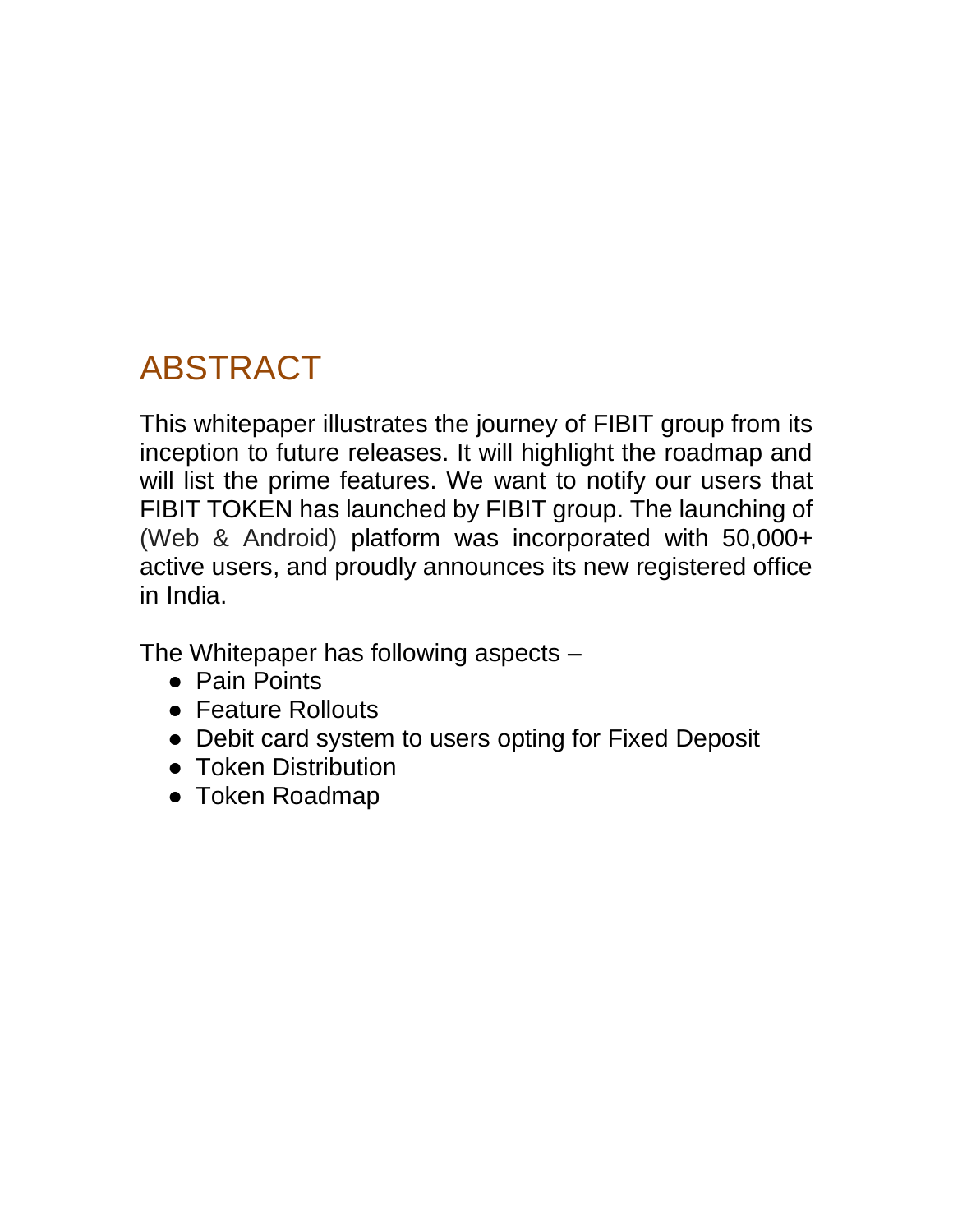## ABSTRACT

This whitepaper illustrates the journey of FIBIT group from its inception to future releases. It will highlight the roadmap and will list the prime features. We want to notify our users that FIBIT TOKEN has launched by FIBIT group. The launching of (Web & Android) platform was incorporated with 50,000+ active users, and proudly announces its new registered office in India.

The Whitepaper has following aspects –

- Pain Points
- Feature Rollouts
- Debit card system to users opting for Fixed Deposit
- Token Distribution
- Token Roadmap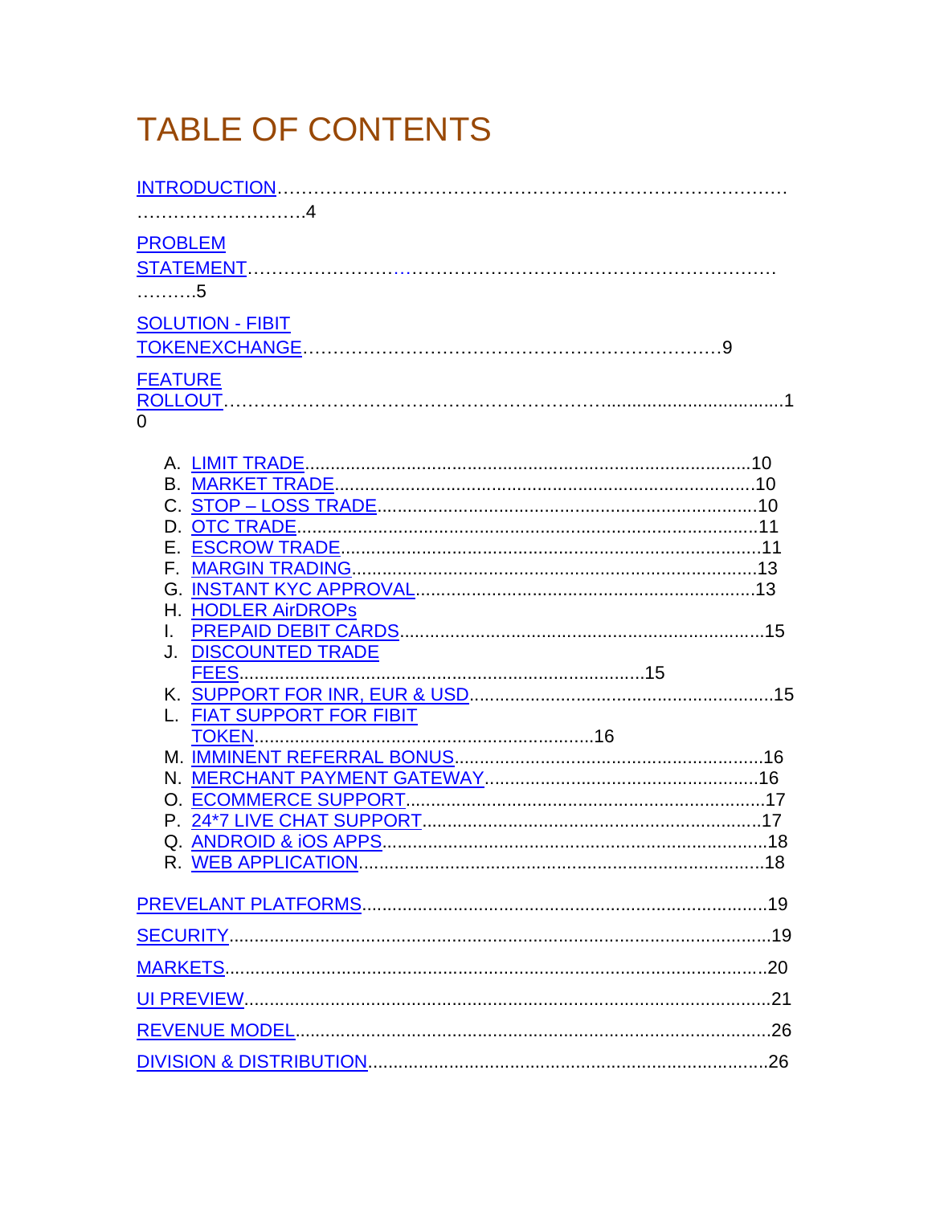# TABLE OF CONTENTS

INTRODUCTION………………………………………………………………………………………………4

PROBLEM STATEMENT……………………………………………………………………………………5

SOLUTION - FIBIT TOKENEXCHANGE……………………………………………………………9

FEATURE ROLLOUT……………………………………………………………………………………10

A. LIMIT TRADE..........................................................................................10
B. MARKET TRADE.....................................................................................10
C. STOP – LOSS TRADE..............................................................................10
D. OTC TRADE.............................................................................................11
E. ESCROW TRADE.....................................................................................11
F. MARGIN TRADING...................................................................................13
G. INSTANT KYC APPROVAL.....................................................................13
H. HODLER AirDROPs
I. PREPAID DEBIT CARDS.........................................................................15
J. DISCOUNTED TRADE FEES.................................................................15
K. SUPPORT FOR INR, EUR & USD..........................................................15
L. FIAT SUPPORT FOR FIBIT TOKEN.......................................................16
M. IMMINENT REFERRAL BONUS..............................................................16
N. MERCHANT PAYMENT GATEWAY........................................................16
O. ECOMMERCE SUPPORT.......................................................................17
P. 24*7 LIVE CHAT SUPPORT.....................................................................17
Q. ANDROID & iOS APPS.............................................................................18
R. WEB APPLICATION.................................................................................18

PREVELANT PLATFORMS..........................................................................19

SECURITY....................................................................................................19

MARKETS.....................................................................................................20

UI PREVIEW.................................................................................................21

REVENUE MODEL........................................................................................26

DIVISION & DISTRIBUTION........................................................................26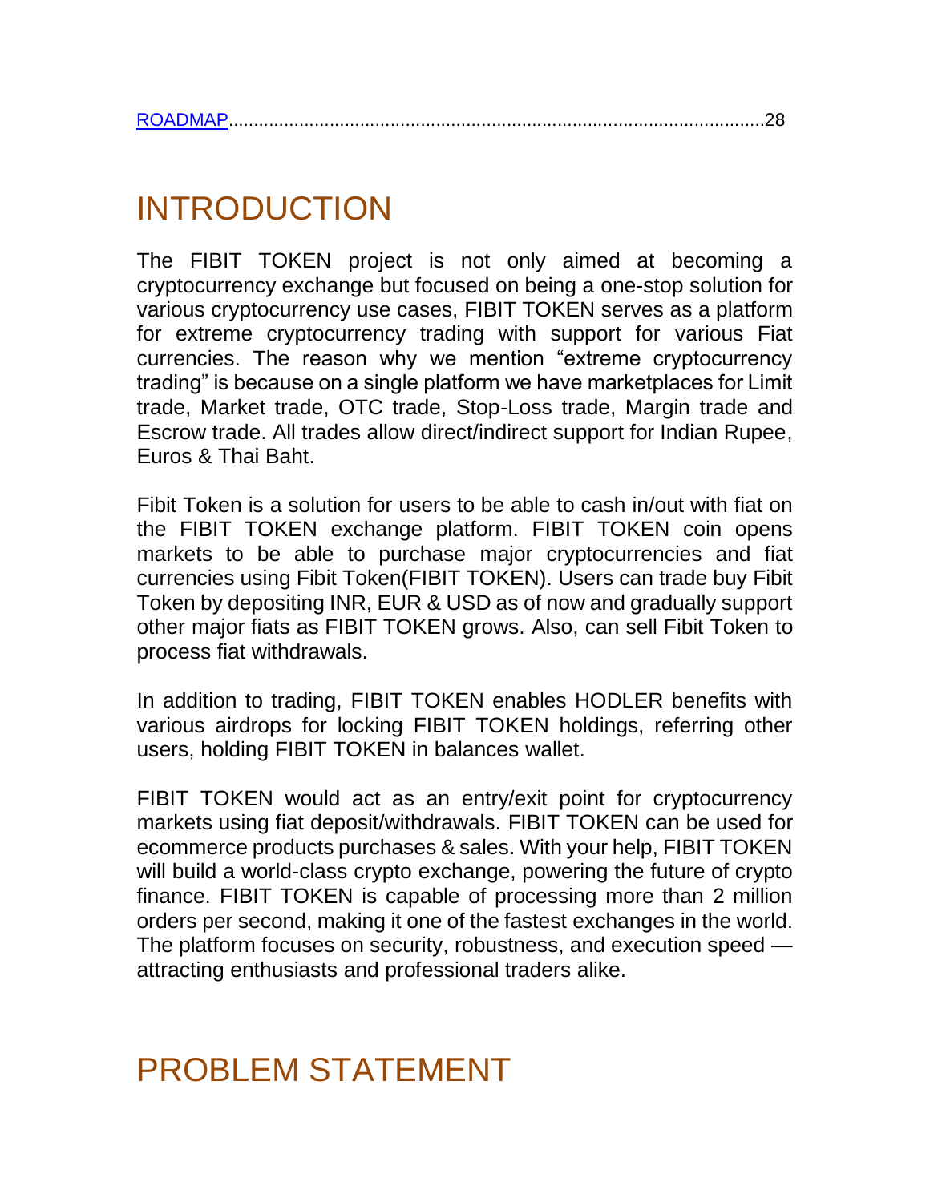[ROADMAP](#roadmap)..........................................................................................................28

# INTRODUCTION

The FIBIT TOKEN project is not only aimed at becoming a cryptocurrency exchange but focused on being a one-stop solution for various cryptocurrency use cases, FIBIT TOKEN serves as a platform for extreme cryptocurrency trading with support for various Fiat currencies. The reason why we mention “extreme cryptocurrency trading” is because on a single platform we have marketplaces for Limit trade, Market trade, OTC trade, Stop-Loss trade, Margin trade and Escrow trade. All trades allow direct/indirect support for Indian Rupee, Euros & Thai Baht.

Fibit Token is a solution for users to be able to cash in/out with fiat on the FIBIT TOKEN exchange platform. FIBIT TOKEN coin opens markets to be able to purchase major cryptocurrencies and fiat currencies using Fibit Token(FIBIT TOKEN). Users can trade buy Fibit Token by depositing INR, EUR & USD as of now and gradually support other major fiats as FIBIT TOKEN grows. Also, can sell Fibit Token to process fiat withdrawals.

In addition to trading, FIBIT TOKEN enables HODLER benefits with various airdrops for locking FIBIT TOKEN holdings, referring other users, holding FIBIT TOKEN in balances wallet.

FIBIT TOKEN would act as an entry/exit point for cryptocurrency markets using fiat deposit/withdrawals. FIBIT TOKEN can be used for ecommerce products purchases & sales. With your help, FIBIT TOKEN will build a world-class crypto exchange, powering the future of crypto finance. FIBIT TOKEN is capable of processing more than 2 million orders per second, making it one of the fastest exchanges in the world. The platform focuses on security, robustness, and execution speed — attracting enthusiasts and professional traders alike.

# PROBLEM STATEMENT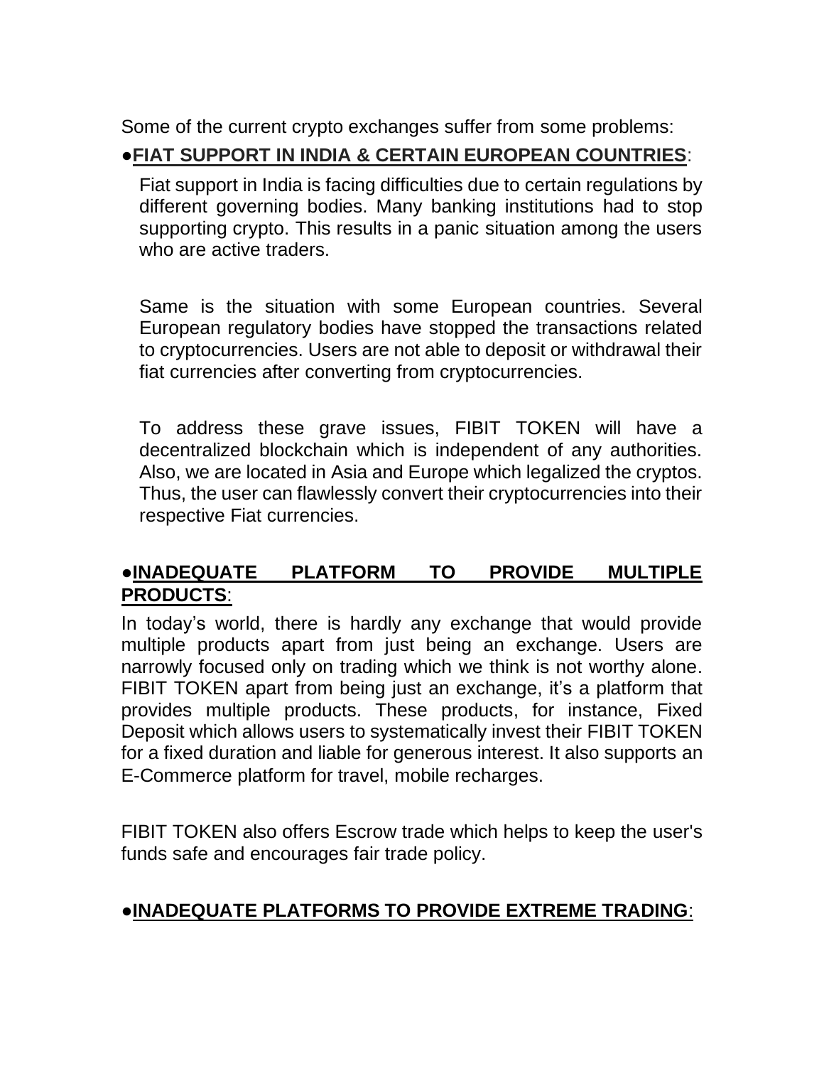Some of the current crypto exchanges suffer from some problems:

●**FIAT SUPPORT IN INDIA & CERTAIN EUROPEAN COUNTRIES**:

Fiat support in India is facing difficulties due to certain regulations by different governing bodies. Many banking institutions had to stop supporting crypto. This results in a panic situation among the users who are active traders.

Same is the situation with some European countries. Several European regulatory bodies have stopped the transactions related to cryptocurrencies. Users are not able to deposit or withdrawal their fiat currencies after converting from cryptocurrencies.

To address these grave issues, FIBIT TOKEN will have a decentralized blockchain which is independent of any authorities. Also, we are located in Asia and Europe which legalized the cryptos. Thus, the user can flawlessly convert their cryptocurrencies into their respective Fiat currencies.

●**INADEQUATE PLATFORM TO PROVIDE MULTIPLE PRODUCTS**:

In today's world, there is hardly any exchange that would provide multiple products apart from just being an exchange. Users are narrowly focused only on trading which we think is not worthy alone. FIBIT TOKEN apart from being just an exchange, it's a platform that provides multiple products. These products, for instance, Fixed Deposit which allows users to systematically invest their FIBIT TOKEN for a fixed duration and liable for generous interest. It also supports an E-Commerce platform for travel, mobile recharges.

FIBIT TOKEN also offers Escrow trade which helps to keep the user's funds safe and encourages fair trade policy.

●**INADEQUATE PLATFORMS TO PROVIDE EXTREME TRADING**: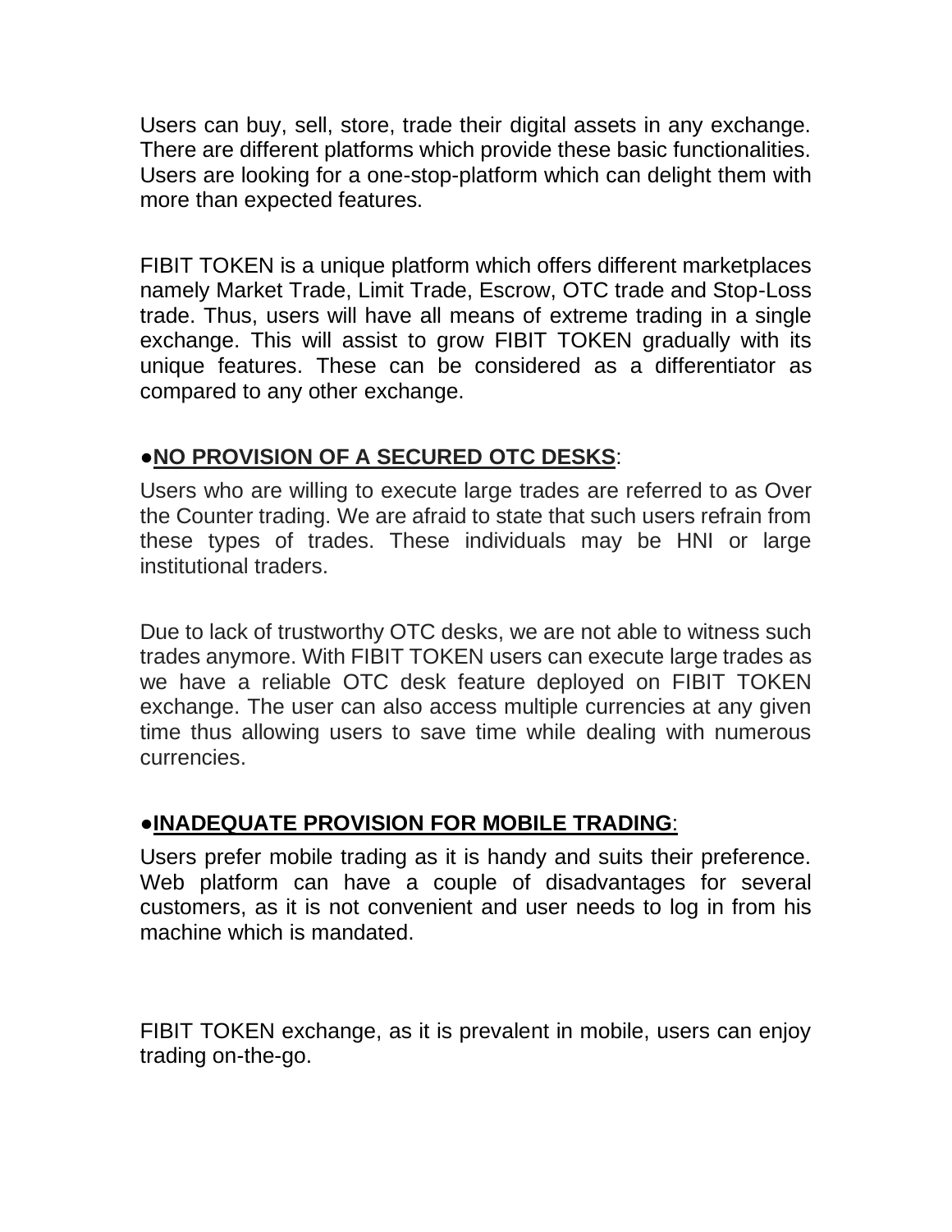Users can buy, sell, store, trade their digital assets in any exchange. There are different platforms which provide these basic functionalities. Users are looking for a one-stop-platform which can delight them with more than expected features.

FIBIT TOKEN is a unique platform which offers different marketplaces namely Market Trade, Limit Trade, Escrow, OTC trade and Stop-Loss trade. Thus, users will have all means of extreme trading in a single exchange. This will assist to grow FIBIT TOKEN gradually with its unique features. These can be considered as a differentiator as compared to any other exchange.

●**NO PROVISION OF A SECURED OTC DESKS**:

Users who are willing to execute large trades are referred to as Over the Counter trading. We are afraid to state that such users refrain from these types of trades. These individuals may be HNI or large institutional traders.

Due to lack of trustworthy OTC desks, we are not able to witness such trades anymore. With FIBIT TOKEN users can execute large trades as we have a reliable OTC desk feature deployed on FIBIT TOKEN exchange. The user can also access multiple currencies at any given time thus allowing users to save time while dealing with numerous currencies.

●**INADEQUATE PROVISION FOR MOBILE TRADING**:

Users prefer mobile trading as it is handy and suits their preference. Web platform can have a couple of disadvantages for several customers, as it is not convenient and user needs to log in from his machine which is mandated.

FIBIT TOKEN exchange, as it is prevalent in mobile, users can enjoy trading on-the-go.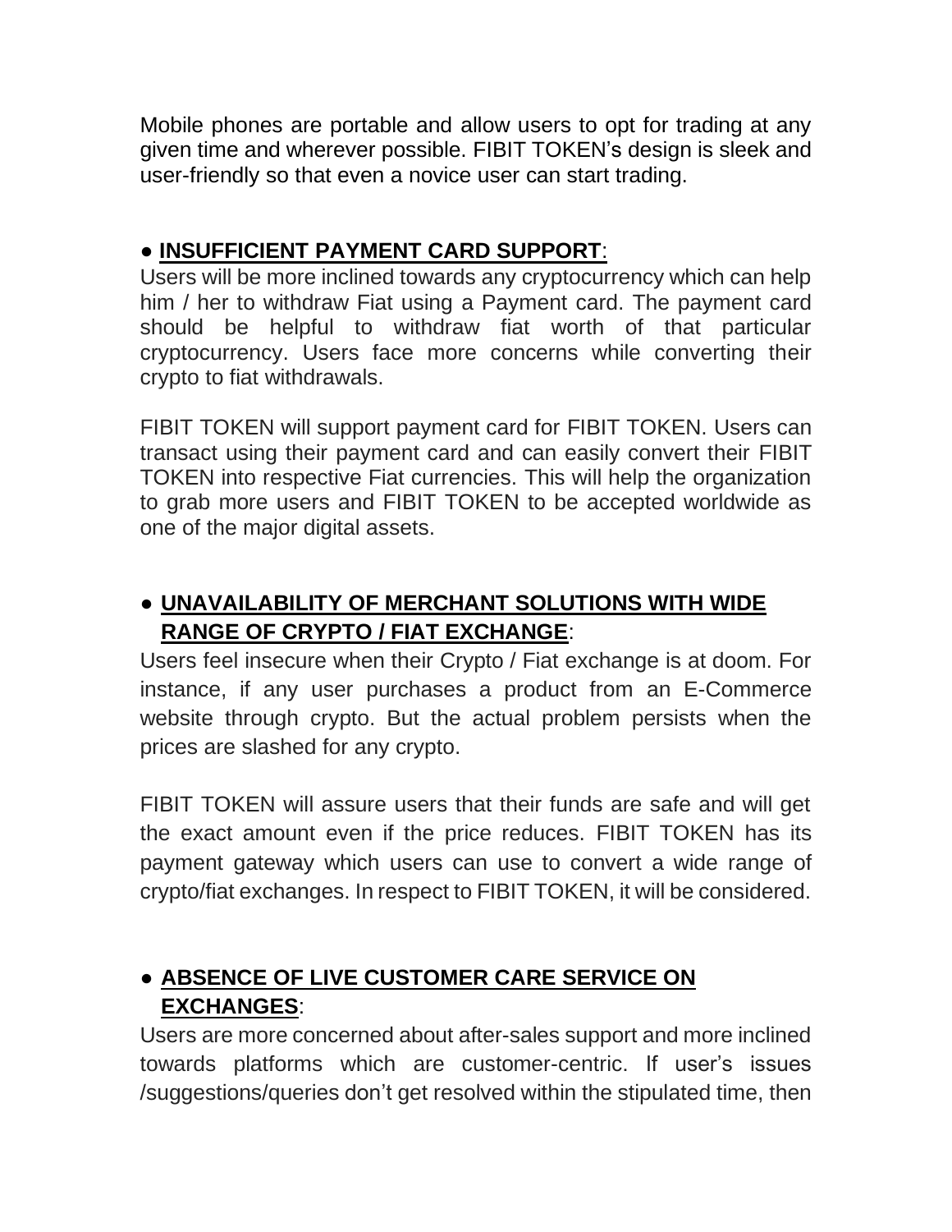Mobile phones are portable and allow users to opt for trading at any given time and wherever possible. FIBIT TOKEN's design is sleek and user-friendly so that even a novice user can start trading.

- **INSUFFICIENT PAYMENT CARD SUPPORT**:

Users will be more inclined towards any cryptocurrency which can help him / her to withdraw Fiat using a Payment card. The payment card should be helpful to withdraw fiat worth of that particular cryptocurrency. Users face more concerns while converting their crypto to fiat withdrawals.

FIBIT TOKEN will support payment card for FIBIT TOKEN. Users can transact using their payment card and can easily convert their FIBIT TOKEN into respective Fiat currencies. This will help the organization to grab more users and FIBIT TOKEN to be accepted worldwide as one of the major digital assets.

- **UNAVAILABILITY OF MERCHANT SOLUTIONS WITH WIDE RANGE OF CRYPTO / FIAT EXCHANGE**:

Users feel insecure when their Crypto / Fiat exchange is at doom. For instance, if any user purchases a product from an E-Commerce website through crypto. But the actual problem persists when the prices are slashed for any crypto.

FIBIT TOKEN will assure users that their funds are safe and will get the exact amount even if the price reduces. FIBIT TOKEN has its payment gateway which users can use to convert a wide range of crypto/fiat exchanges. In respect to FIBIT TOKEN, it will be considered.

- **ABSENCE OF LIVE CUSTOMER CARE SERVICE ON EXCHANGES**:

Users are more concerned about after-sales support and more inclined towards platforms which are customer-centric. If user's issues /suggestions/queries don't get resolved within the stipulated time, then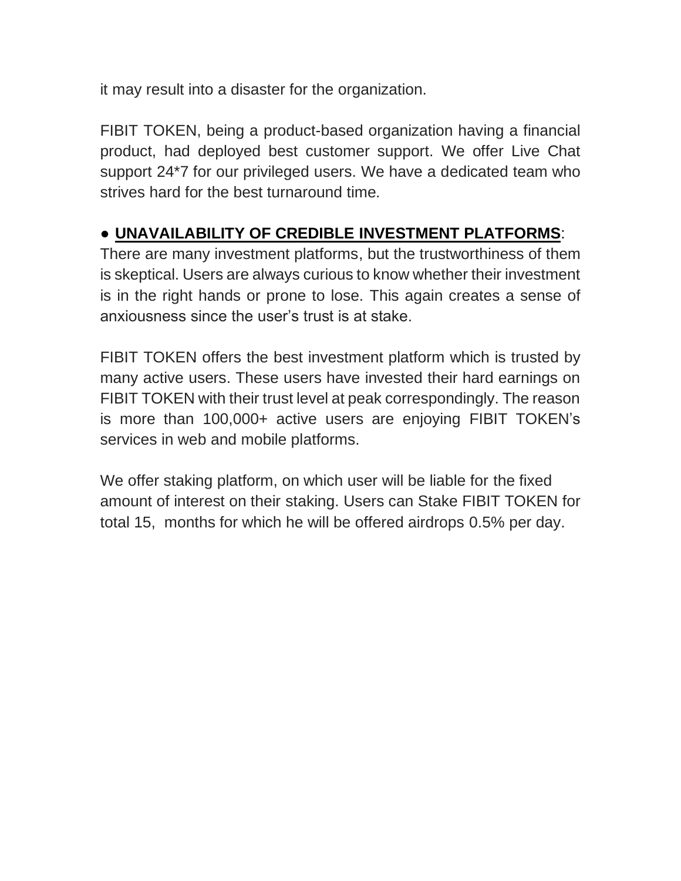it may result into a disaster for the organization.

FIBIT TOKEN, being a product-based organization having a financial product, had deployed best customer support. We offer Live Chat support 24*7 for our privileged users. We have a dedicated team who strives hard for the best turnaround time.

● **UNAVAILABILITY OF CREDIBLE INVESTMENT PLATFORMS**:
There are many investment platforms, but the trustworthiness of them is skeptical. Users are always curious to know whether their investment is in the right hands or prone to lose. This again creates a sense of anxiousness since the user's trust is at stake.

FIBIT TOKEN offers the best investment platform which is trusted by many active users. These users have invested their hard earnings on FIBIT TOKEN with their trust level at peak correspondingly. The reason is more than 100,000+ active users are enjoying FIBIT TOKEN's services in web and mobile platforms.

We offer staking platform, on which user will be liable for the fixed amount of interest on their staking. Users can Stake FIBIT TOKEN for total 15, months for which he will be offered airdrops 0.5% per day.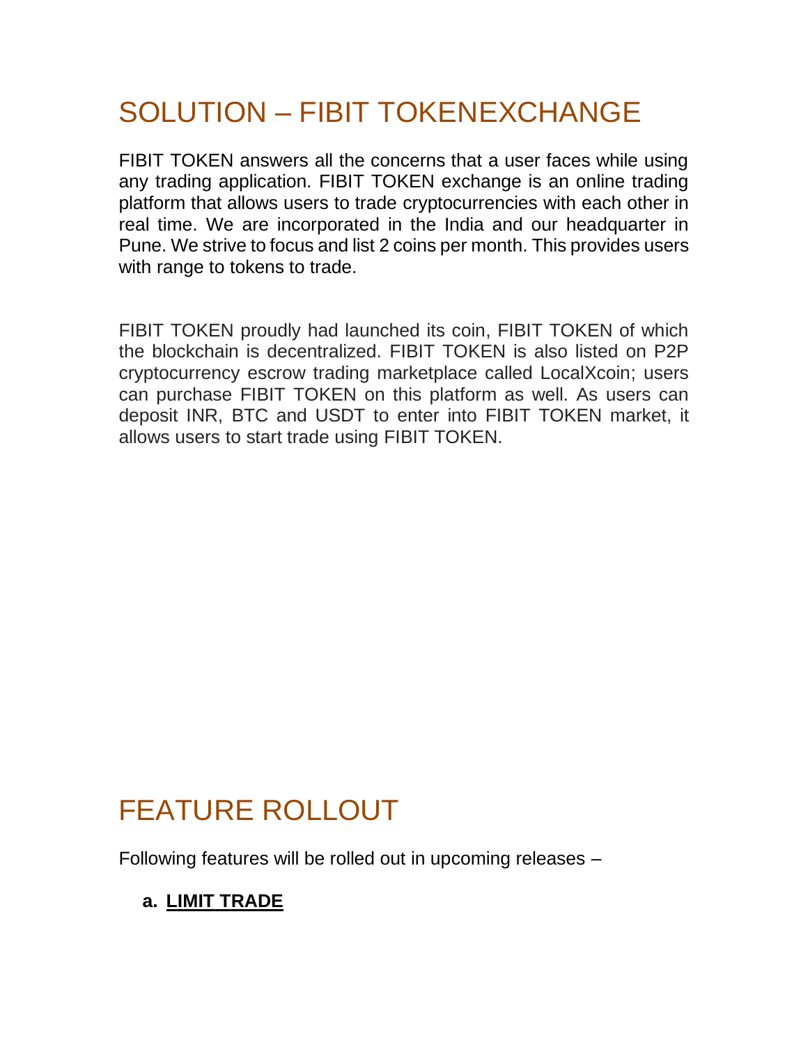# SOLUTION – FIBIT TOKENEXCHANGE

FIBIT TOKEN answers all the concerns that a user faces while using any trading application. FIBIT TOKEN exchange is an online trading platform that allows users to trade cryptocurrencies with each other in real time. We are incorporated in the India and our headquarter in Pune. We strive to focus and list 2 coins per month. This provides users with range to tokens to trade.

FIBIT TOKEN proudly had launched its coin, FIBIT TOKEN of which the blockchain is decentralized. FIBIT TOKEN is also listed on P2P cryptocurrency escrow trading marketplace called LocalXcoin; users can purchase FIBIT TOKEN on this platform as well. As users can deposit INR, BTC and USDT to enter into FIBIT TOKEN market, it allows users to start trade using FIBIT TOKEN.

# FEATURE ROLLOUT

Following features will be rolled out in upcoming releases –

a. **LIMIT TRADE**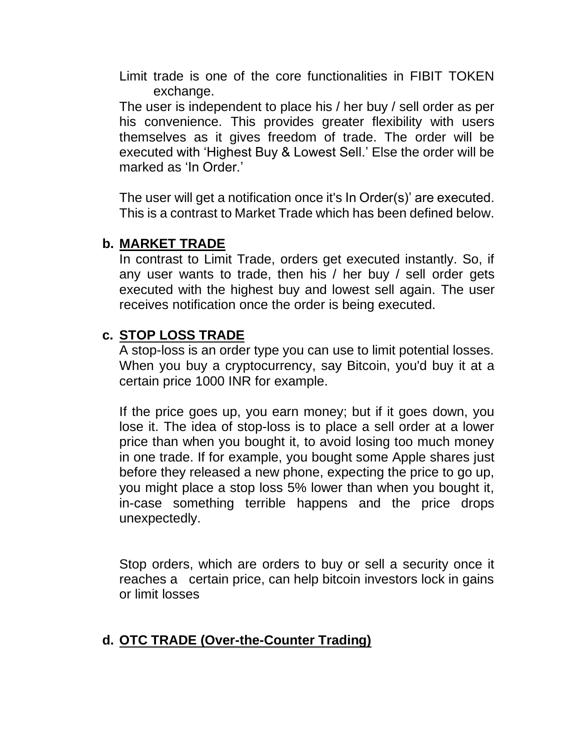Limit trade is one of the core functionalities in FIBIT TOKEN exchange.

The user is independent to place his / her buy / sell order as per his convenience. This provides greater flexibility with users themselves as it gives freedom of trade. The order will be executed with 'Highest Buy & Lowest Sell.' Else the order will be marked as 'In Order.'

The user will get a notification once it's In Order(s)' are executed. This is a contrast to Market Trade which has been defined below.

**b. MARKET TRADE**

In contrast to Limit Trade, orders get executed instantly. So, if any user wants to trade, then his / her buy / sell order gets executed with the highest buy and lowest sell again. The user receives notification once the order is being executed.

**c. STOP LOSS TRADE**

A stop-loss is an order type you can use to limit potential losses. When you buy a cryptocurrency, say Bitcoin, you'd buy it at a certain price 1000 INR for example.

If the price goes up, you earn money; but if it goes down, you lose it. The idea of stop-loss is to place a sell order at a lower price than when you bought it, to avoid losing too much money in one trade. If for example, you bought some Apple shares just before they released a new phone, expecting the price to go up, you might place a stop loss 5% lower than when you bought it, in-case something terrible happens and the price drops unexpectedly.

Stop orders, which are orders to buy or sell a security once it reaches a certain price, can help bitcoin investors lock in gains or limit losses

**d. OTC TRADE (Over-the-Counter Trading)**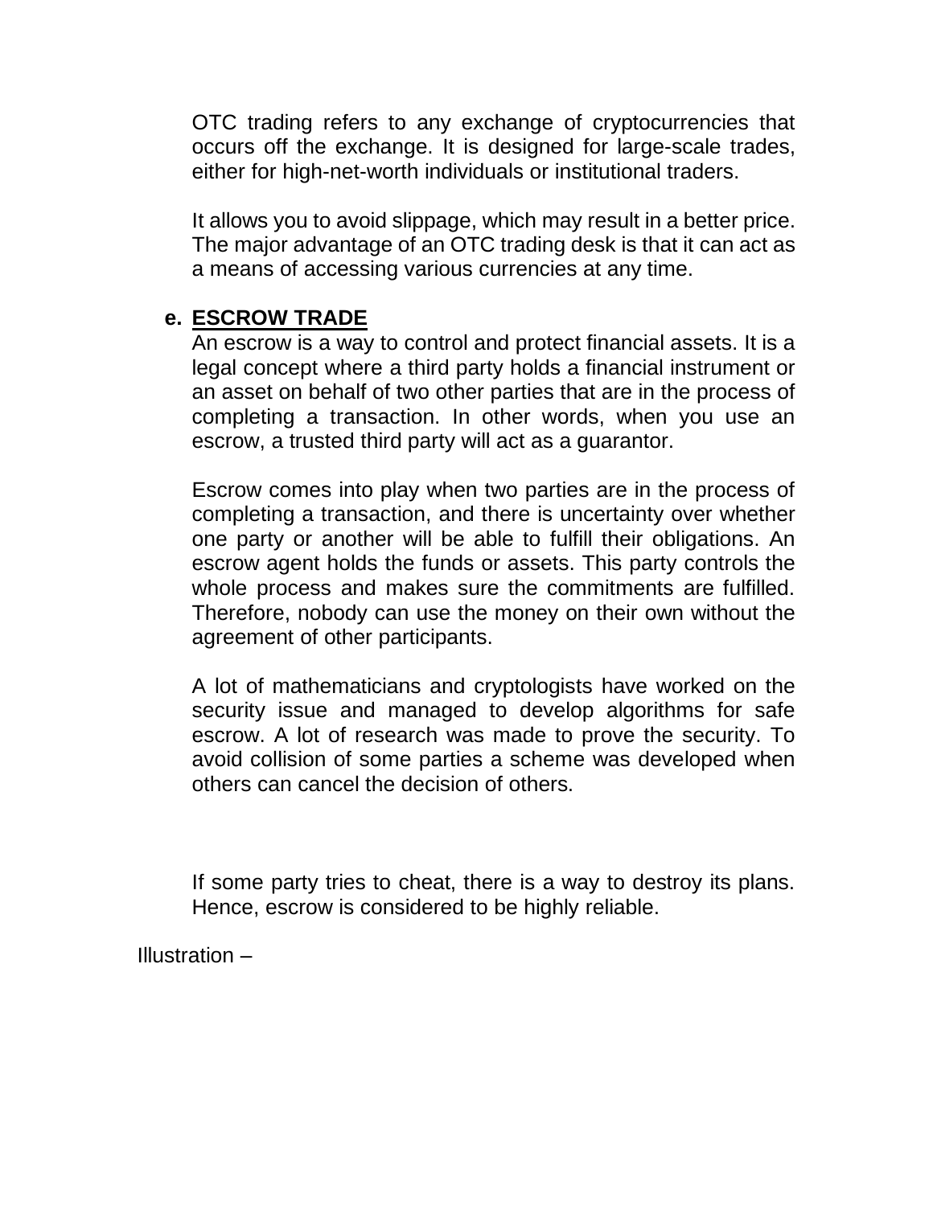OTC trading refers to any exchange of cryptocurrencies that occurs off the exchange. It is designed for large-scale trades, either for high-net-worth individuals or institutional traders.

It allows you to avoid slippage, which may result in a better price. The major advantage of an OTC trading desk is that it can act as a means of accessing various currencies at any time.

**e. <u>ESCROW TRADE</u>**

An escrow is a way to control and protect financial assets. It is a legal concept where a third party holds a financial instrument or an asset on behalf of two other parties that are in the process of completing a transaction. In other words, when you use an escrow, a trusted third party will act as a guarantor.

Escrow comes into play when two parties are in the process of completing a transaction, and there is uncertainty over whether one party or another will be able to fulfill their obligations. An escrow agent holds the funds or assets. This party controls the whole process and makes sure the commitments are fulfilled. Therefore, nobody can use the money on their own without the agreement of other participants.

A lot of mathematicians and cryptologists have worked on the security issue and managed to develop algorithms for safe escrow. A lot of research was made to prove the security. To avoid collision of some parties a scheme was developed when others can cancel the decision of others.

If some party tries to cheat, there is a way to destroy its plans. Hence, escrow is considered to be highly reliable.

Illustration –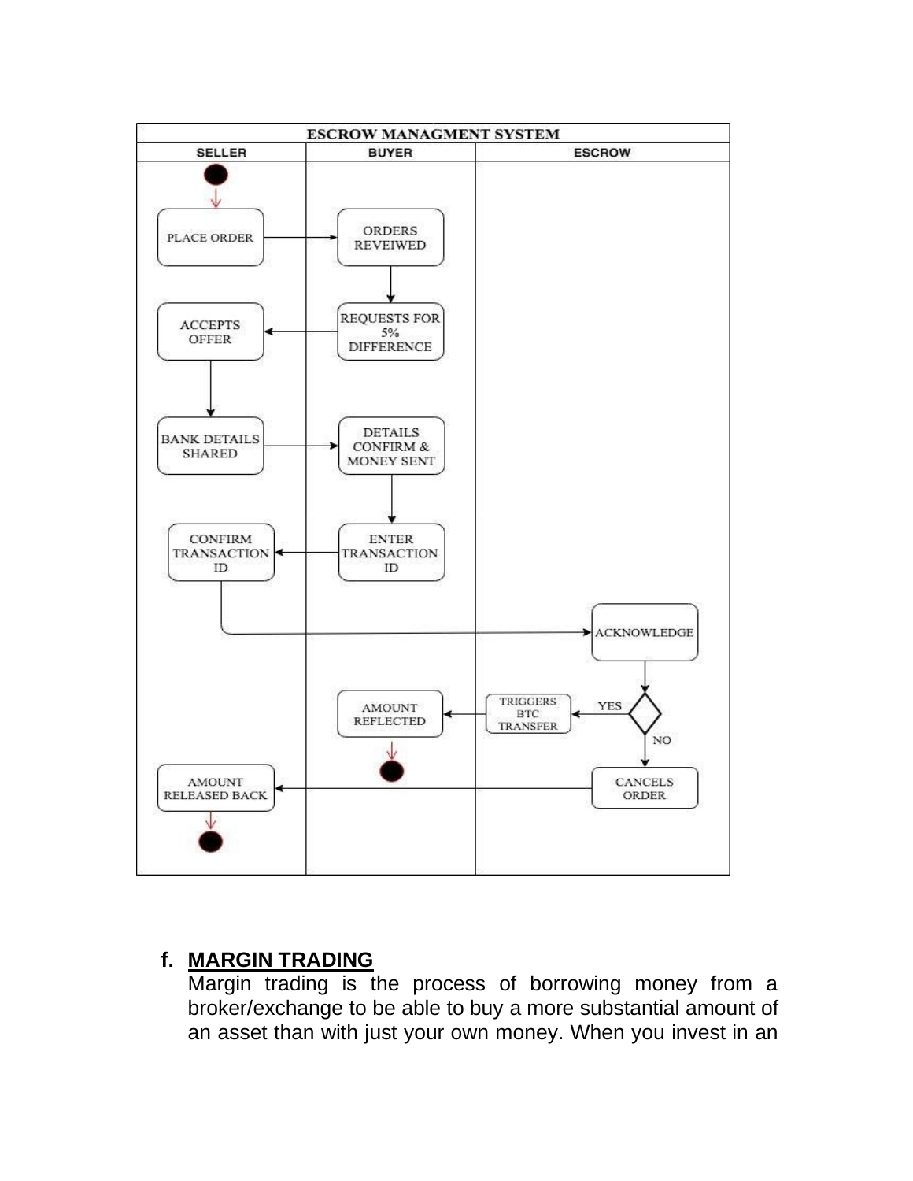## f. MARGIN TRADING

Margin trading is the process of borrowing money from a broker/exchange to be able to buy a more substantial amount of an asset than with just your own money. When you invest in an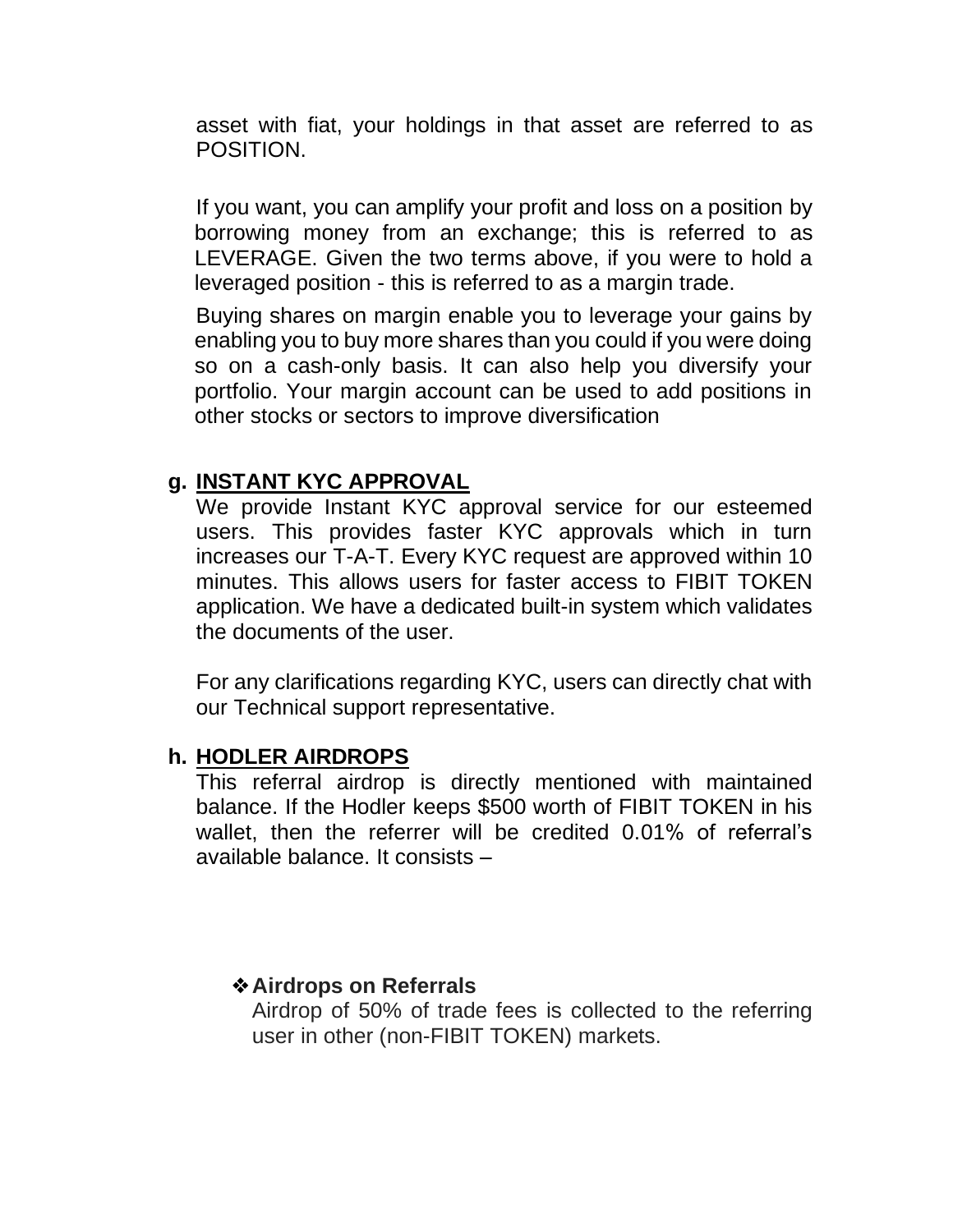asset with fiat, your holdings in that asset are referred to as POSITION.

If you want, you can amplify your profit and loss on a position by borrowing money from an exchange; this is referred to as LEVERAGE. Given the two terms above, if you were to hold a leveraged position - this is referred to as a margin trade.

Buying shares on margin enable you to leverage your gains by enabling you to buy more shares than you could if you were doing so on a cash-only basis. It can also help you diversify your portfolio. Your margin account can be used to add positions in other stocks or sectors to improve diversification

**g. INSTANT KYC APPROVAL**

We provide Instant KYC approval service for our esteemed users. This provides faster KYC approvals which in turn increases our T-A-T. Every KYC request are approved within 10 minutes. This allows users for faster access to FIBIT TOKEN application. We have a dedicated built-in system which validates the documents of the user.

For any clarifications regarding KYC, users can directly chat with our Technical support representative.

**h. HODLER AIRDROPS**

This referral airdrop is directly mentioned with maintained balance. If the Hodler keeps $500 worth of FIBIT TOKEN in his wallet, then the referrer will be credited 0.01% of referral's available balance. It consists –

- **Airdrops on Referrals**
  Airdrop of 50% of trade fees is collected to the referring user in other (non-FIBIT TOKEN) markets.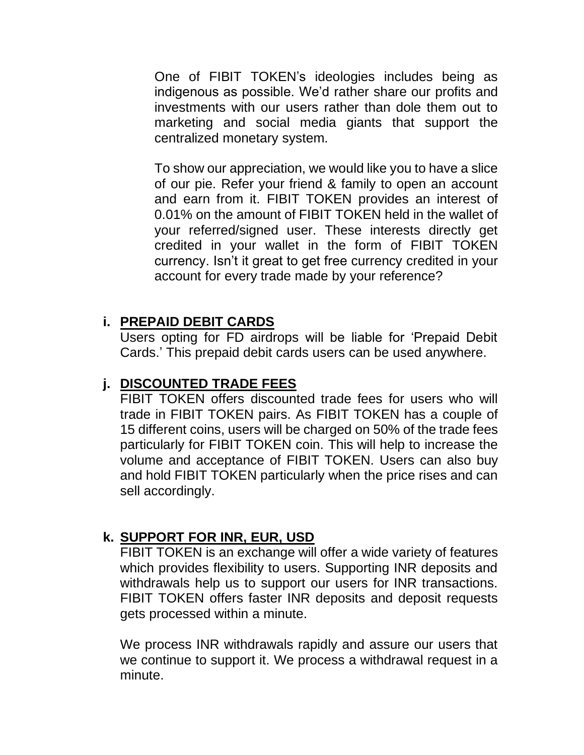One of FIBIT TOKEN's ideologies includes being as indigenous as possible. We'd rather share our profits and investments with our users rather than dole them out to marketing and social media giants that support the centralized monetary system.

To show our appreciation, we would like you to have a slice of our pie. Refer your friend & family to open an account and earn from it. FIBIT TOKEN provides an interest of 0.01% on the amount of FIBIT TOKEN held in the wallet of your referred/signed user. These interests directly get credited in your wallet in the form of FIBIT TOKEN currency. Isn't it great to get free currency credited in your account for every trade made by your reference?

**i. PREPAID DEBIT CARDS**

Users opting for FD airdrops will be liable for 'Prepaid Debit Cards.' This prepaid debit cards users can be used anywhere.

**j. DISCOUNTED TRADE FEES**

FIBIT TOKEN offers discounted trade fees for users who will trade in FIBIT TOKEN pairs. As FIBIT TOKEN has a couple of 15 different coins, users will be charged on 50% of the trade fees particularly for FIBIT TOKEN coin. This will help to increase the volume and acceptance of FIBIT TOKEN. Users can also buy and hold FIBIT TOKEN particularly when the price rises and can sell accordingly.

**k. SUPPORT FOR INR, EUR, USD**

FIBIT TOKEN is an exchange will offer a wide variety of features which provides flexibility to users. Supporting INR deposits and withdrawals help us to support our users for INR transactions. FIBIT TOKEN offers faster INR deposits and deposit requests gets processed within a minute.

We process INR withdrawals rapidly and assure our users that we continue to support it. We process a withdrawal request in a minute.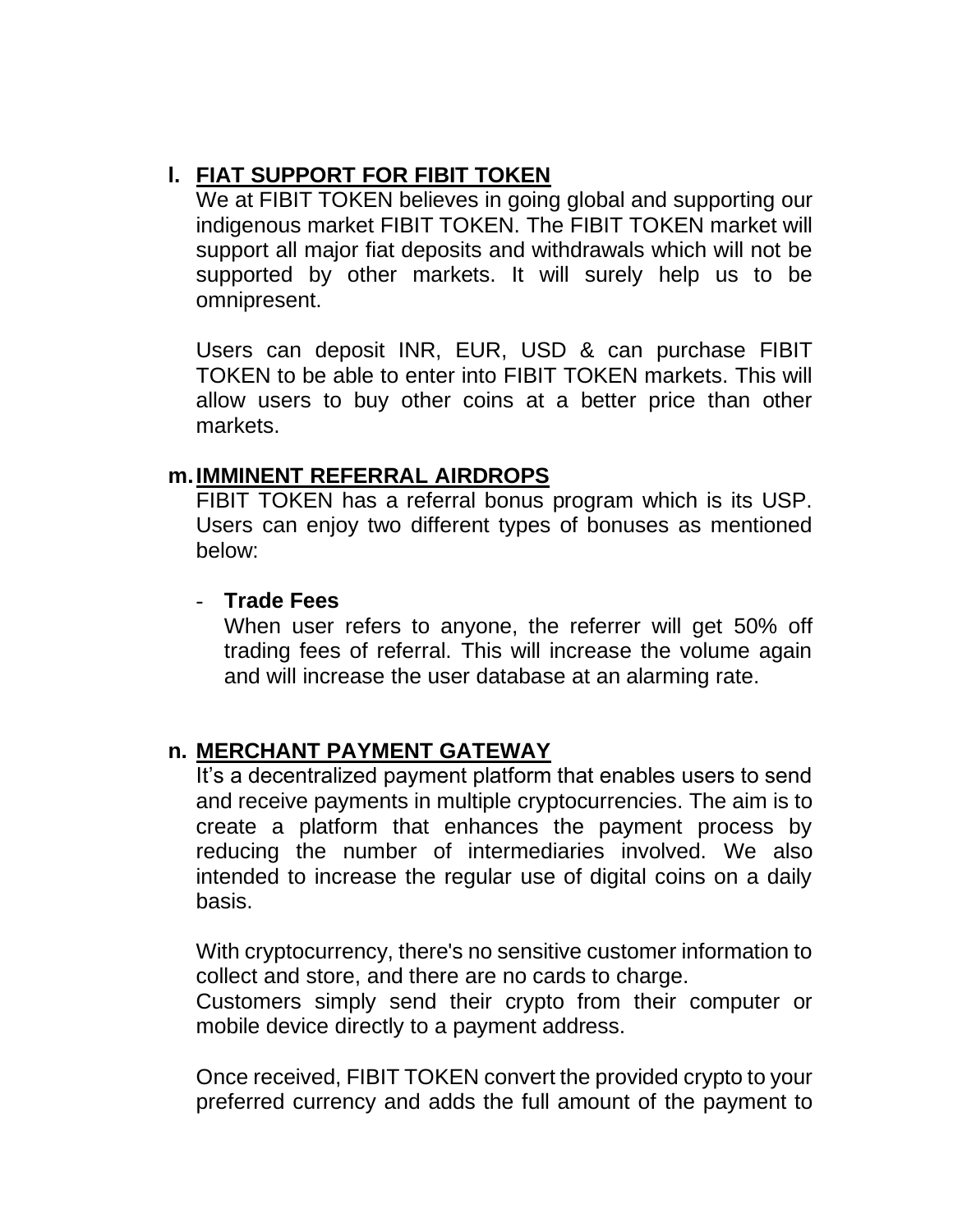## l. FIAT SUPPORT FOR FIBIT TOKEN

We at FIBIT TOKEN believes in going global and supporting our indigenous market FIBIT TOKEN. The FIBIT TOKEN market will support all major fiat deposits and withdrawals which will not be supported by other markets. It will surely help us to be omnipresent.

Users can deposit INR, EUR, USD & can purchase FIBIT TOKEN to be able to enter into FIBIT TOKEN markets. This will allow users to buy other coins at a better price than other markets.

## m. IMMINENT REFERRAL AIRDROPS

FIBIT TOKEN has a referral bonus program which is its USP. Users can enjoy two different types of bonuses as mentioned below:

- **Trade Fees**

  When user refers to anyone, the referrer will get 50% off trading fees of referral. This will increase the volume again and will increase the user database at an alarming rate.

## n. MERCHANT PAYMENT GATEWAY

It's a decentralized payment platform that enables users to send and receive payments in multiple cryptocurrencies. The aim is to create a platform that enhances the payment process by reducing the number of intermediaries involved. We also intended to increase the regular use of digital coins on a daily basis.

With cryptocurrency, there's no sensitive customer information to collect and store, and there are no cards to charge.
Customers simply send their crypto from their computer or mobile device directly to a payment address.

Once received, FIBIT TOKEN convert the provided crypto to your preferred currency and adds the full amount of the payment to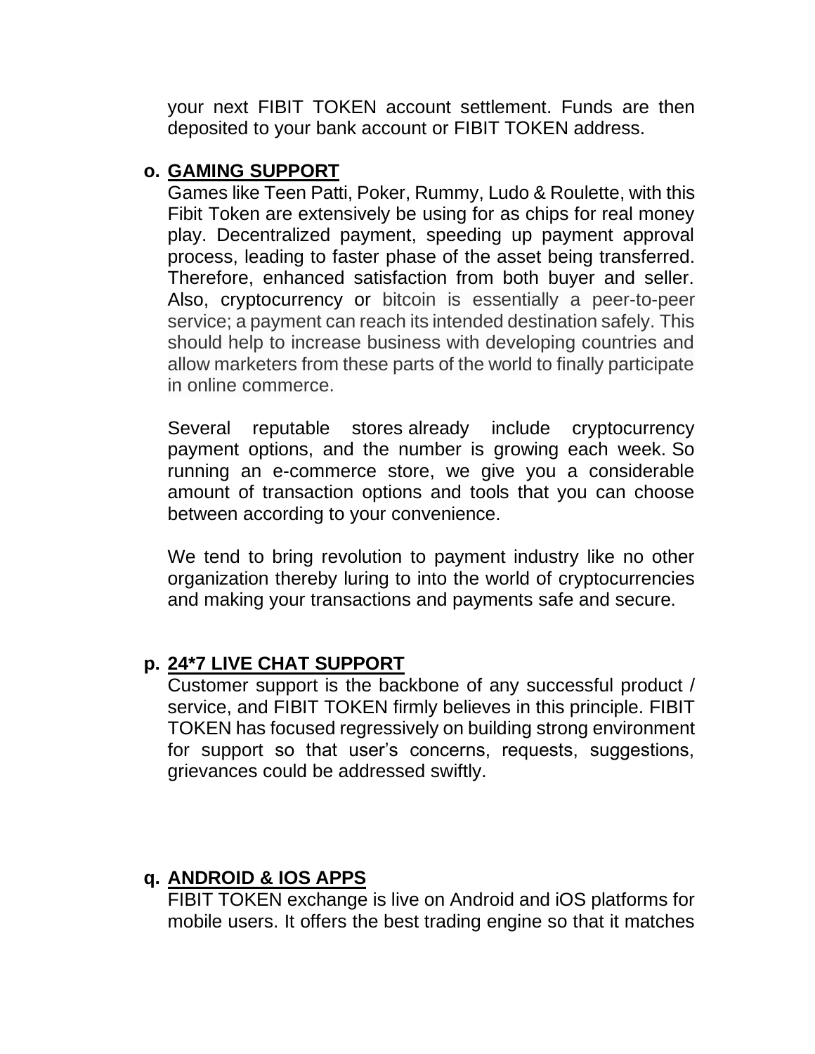your next FIBIT TOKEN account settlement. Funds are then deposited to your bank account or FIBIT TOKEN address.

**o. <u>GAMING SUPPORT</u>**

Games like Teen Patti, Poker, Rummy, Ludo & Roulette, with this Fibit Token are extensively be using for as chips for real money play. Decentralized payment, speeding up payment approval process, leading to faster phase of the asset being transferred. Therefore, enhanced satisfaction from both buyer and seller. Also, cryptocurrency or bitcoin is essentially a peer-to-peer service; a payment can reach its intended destination safely. This should help to increase business with developing countries and allow marketers from these parts of the world to finally participate in online commerce.

Several reputable stores already include cryptocurrency payment options, and the number is growing each week. So running an e-commerce store, we give you a considerable amount of transaction options and tools that you can choose between according to your convenience.

We tend to bring revolution to payment industry like no other organization thereby luring to into the world of cryptocurrencies and making your transactions and payments safe and secure.

**p. <u>24*7 LIVE CHAT SUPPORT</u>**

Customer support is the backbone of any successful product / service, and FIBIT TOKEN firmly believes in this principle. FIBIT TOKEN has focused regressively on building strong environment for support so that user's concerns, requests, suggestions, grievances could be addressed swiftly.

**q. <u>ANDROID & IOS APPS</u>**

FIBIT TOKEN exchange is live on Android and iOS platforms for mobile users. It offers the best trading engine so that it matches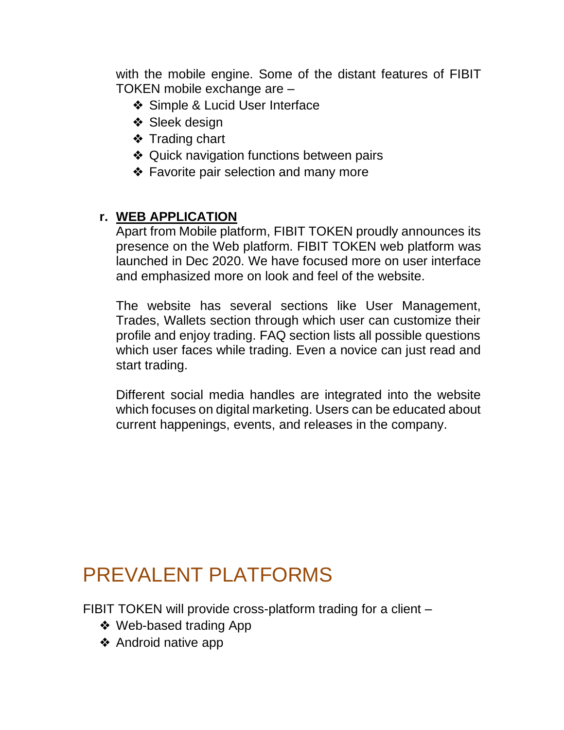with the mobile engine. Some of the distant features of FIBIT TOKEN mobile exchange are –

- Simple & Lucid User Interface
- Sleek design
- Trading chart
- Quick navigation functions between pairs
- Favorite pair selection and many more

**r. <u>WEB APPLICATION</u>**

Apart from Mobile platform, FIBIT TOKEN proudly announces its presence on the Web platform. FIBIT TOKEN web platform was launched in Dec 2020. We have focused more on user interface and emphasized more on look and feel of the website.

The website has several sections like User Management, Trades, Wallets section through which user can customize their profile and enjoy trading. FAQ section lists all possible questions which user faces while trading. Even a novice can just read and start trading.

Different social media handles are integrated into the website which focuses on digital marketing. Users can be educated about current happenings, events, and releases in the company.

# PREVALENT PLATFORMS

FIBIT TOKEN will provide cross-platform trading for a client –

- Web-based trading App
- Android native app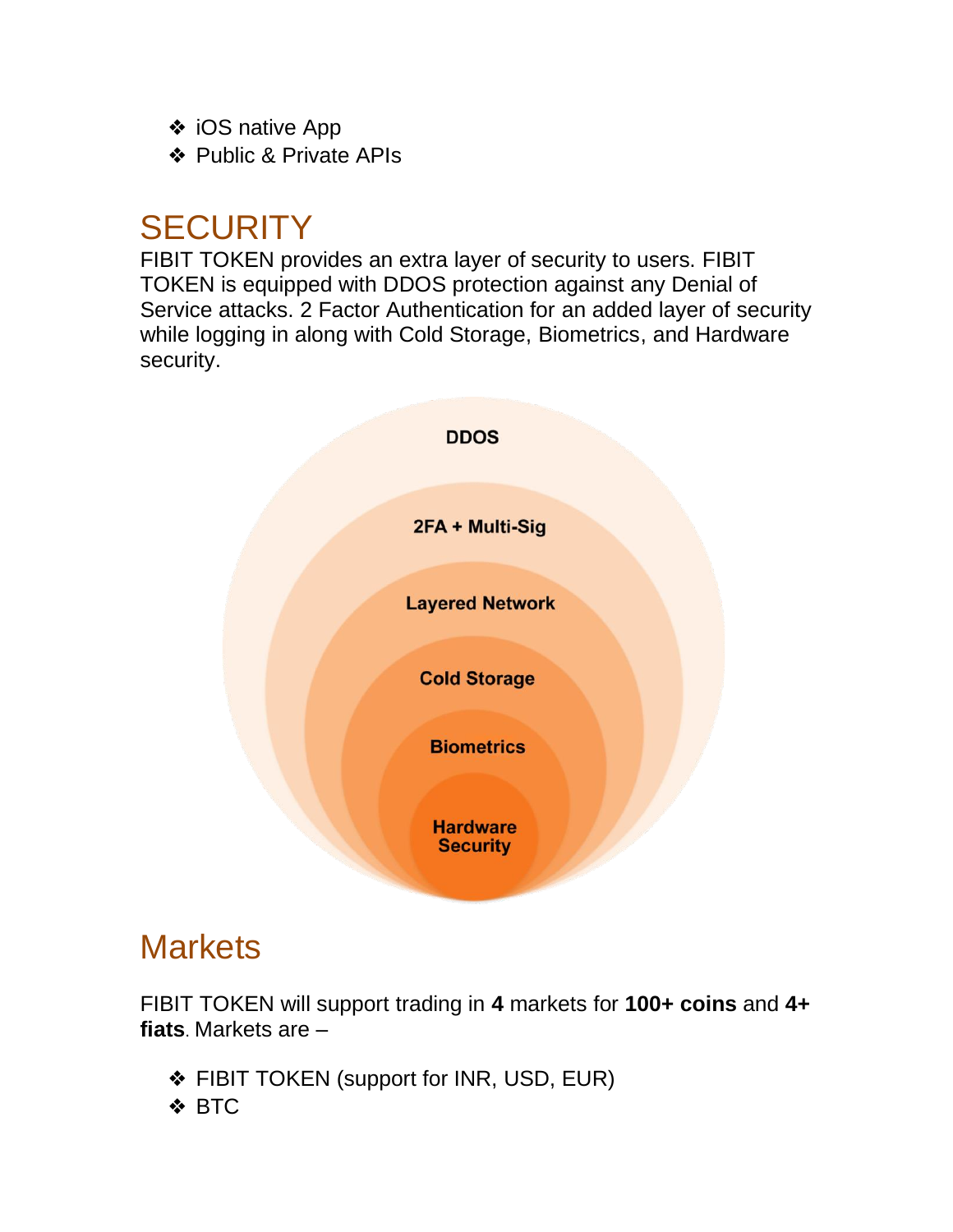- iOS native App
- Public & Private APIs

## SECURITY

FIBIT TOKEN provides an extra layer of security to users. FIBIT TOKEN is equipped with DDOS protection against any Denial of Service attacks. 2 Factor Authentication for an added layer of security while logging in along with Cold Storage, Biometrics, and Hardware security.

DDOS

2FA + Multi-Sig

Layered Network

Cold Storage

Biometrics

Hardware Security

## Markets

FIBIT TOKEN will support trading in **4** markets for **100+ coins** and **4+ fiats**. Markets are –

- FIBIT TOKEN (support for INR, USD, EUR)
- BTC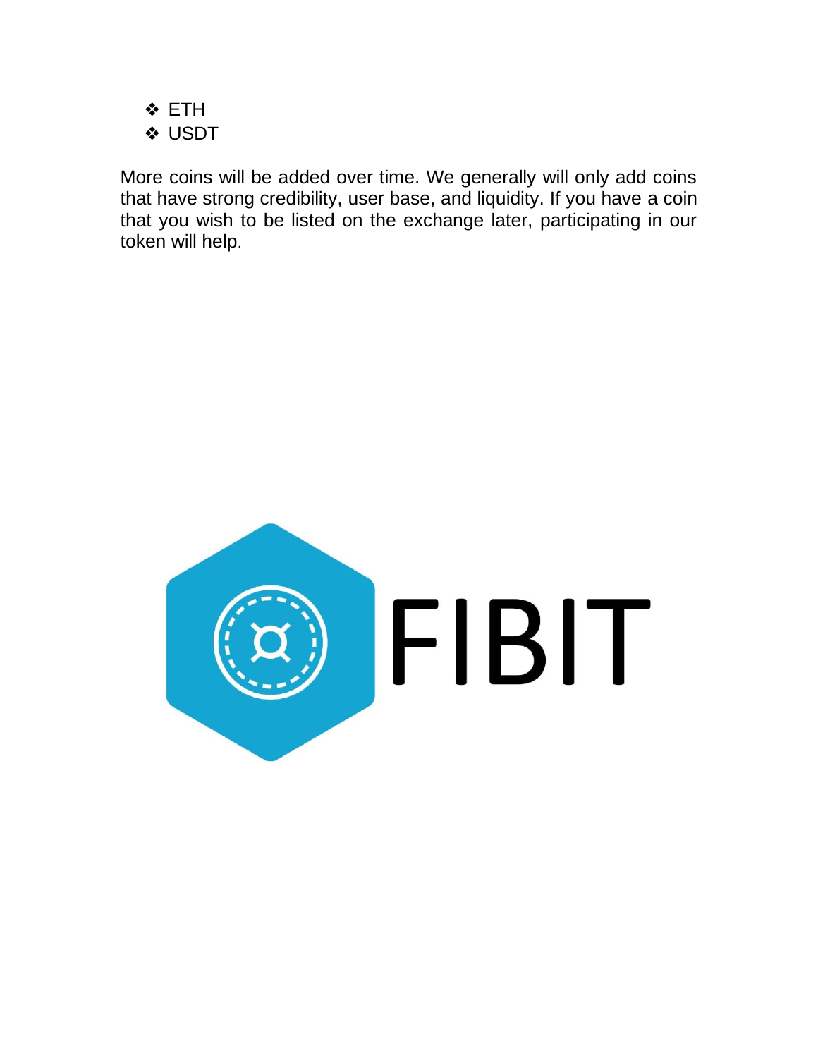- ETH
- USDT

More coins will be added over time. We generally will only add coins that have strong credibility, user base, and liquidity. If you have a coin that you wish to be listed on the exchange later, participating in our token will help.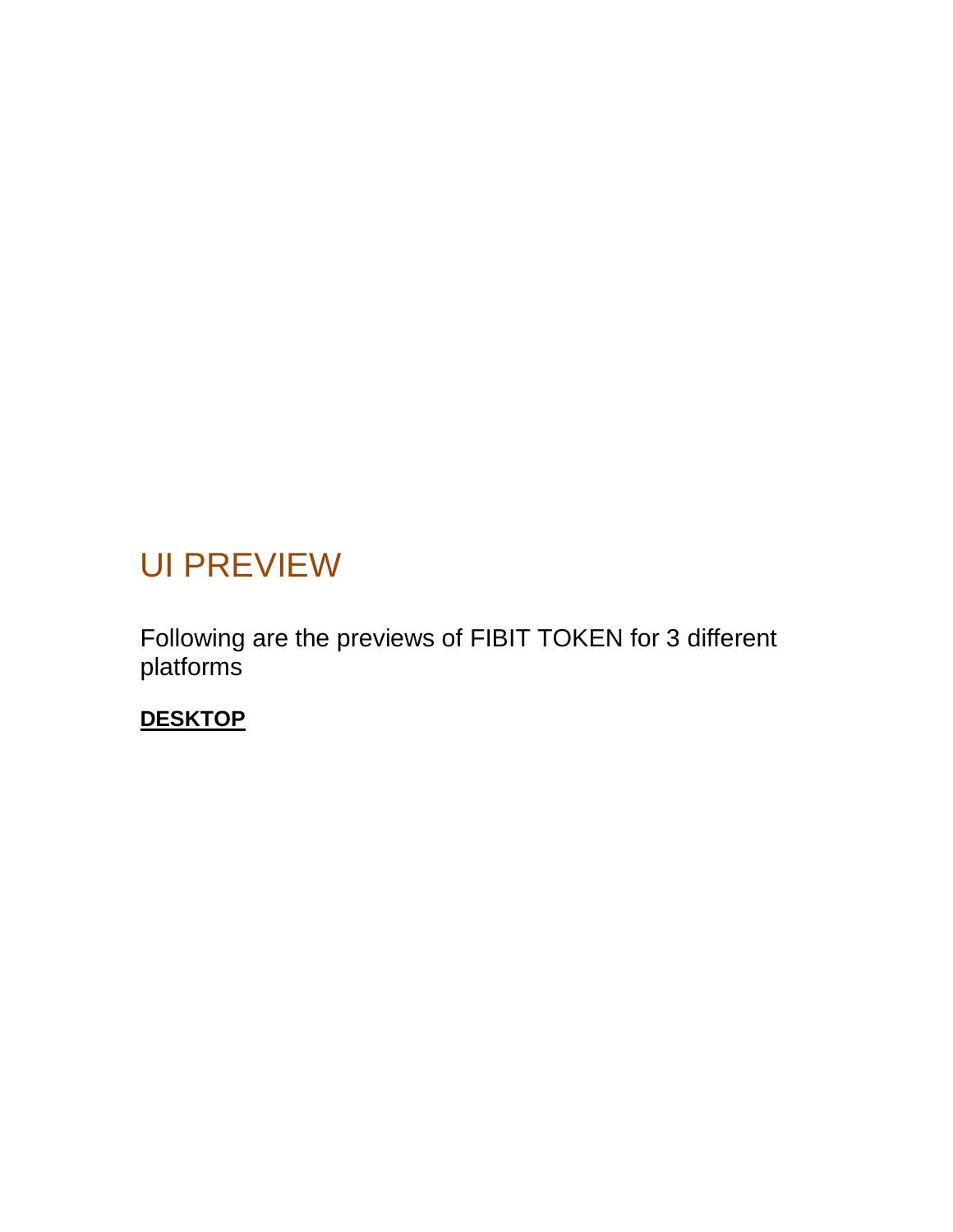# UI PREVIEW

Following are the previews of FIBIT TOKEN for 3 different platforms

**DESKTOP**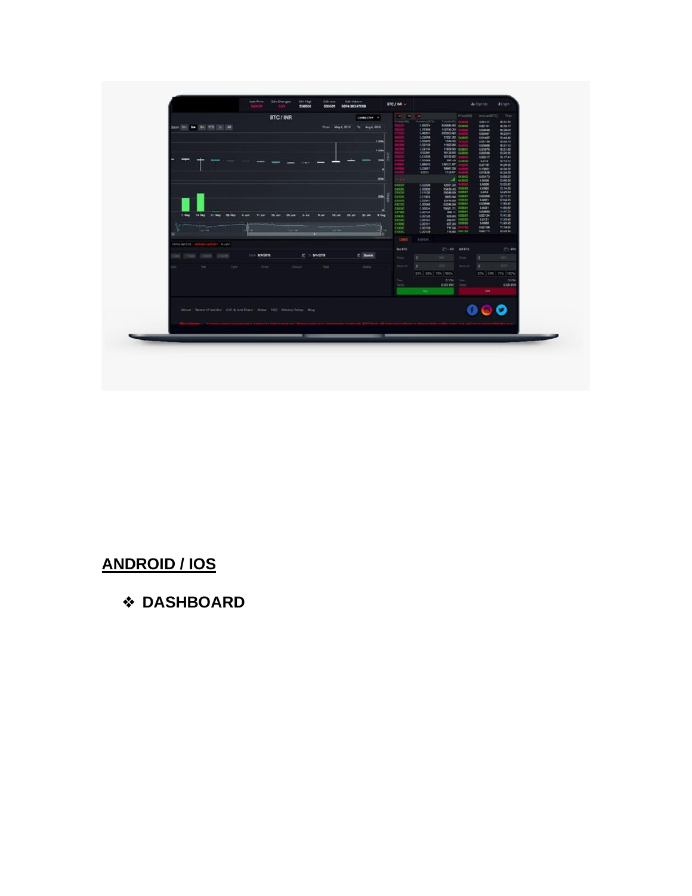## ANDROID / IOS

- ❖ **DASHBOARD**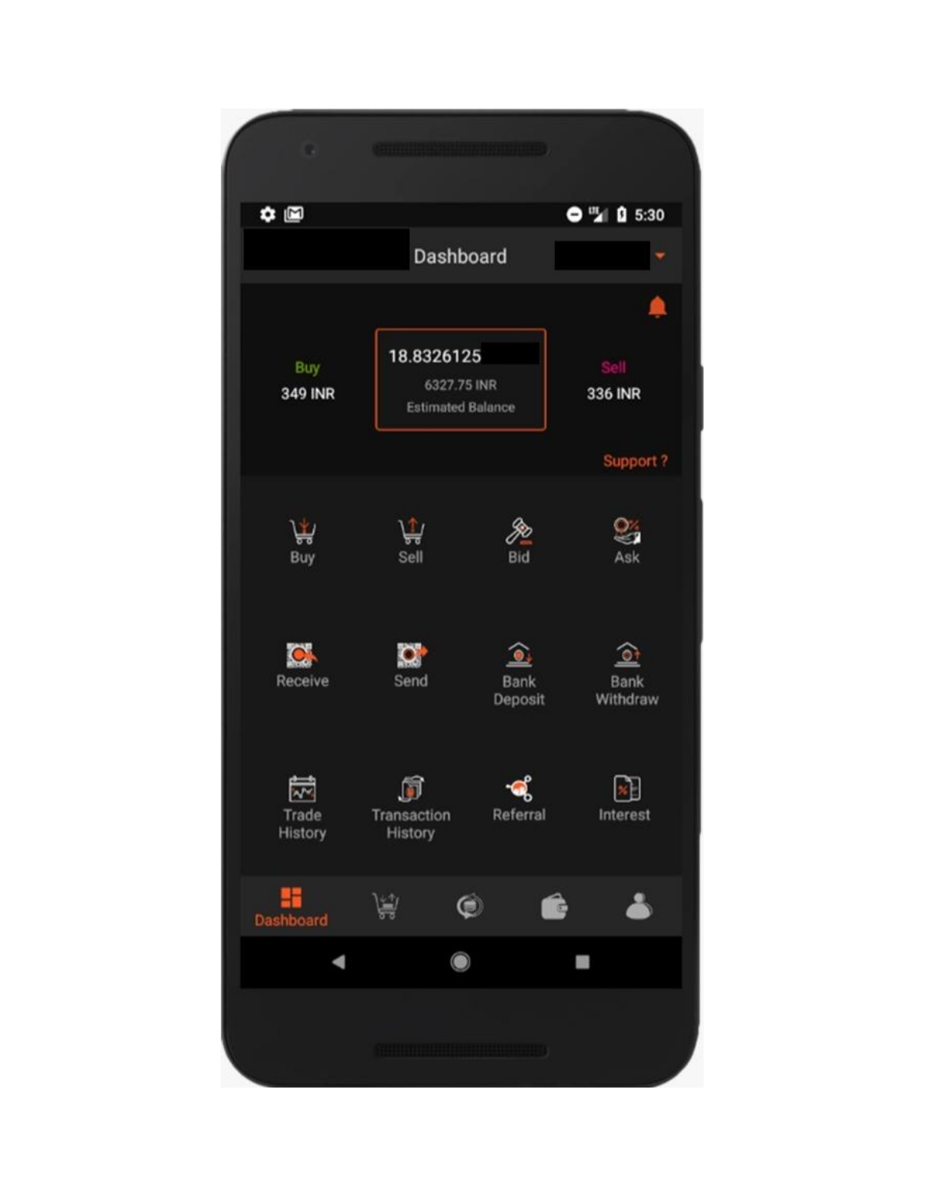5:30

Dashboard

Buy
349 INR

18.8326125
6327.75 INR
Estimated Balance

Sell
336 INR

Support ?

Buy | Sell | Bid | Ask

Receive | Send | Bank Deposit | Bank Withdraw

Trade History | Transaction History | Referral | Interest

Dashboard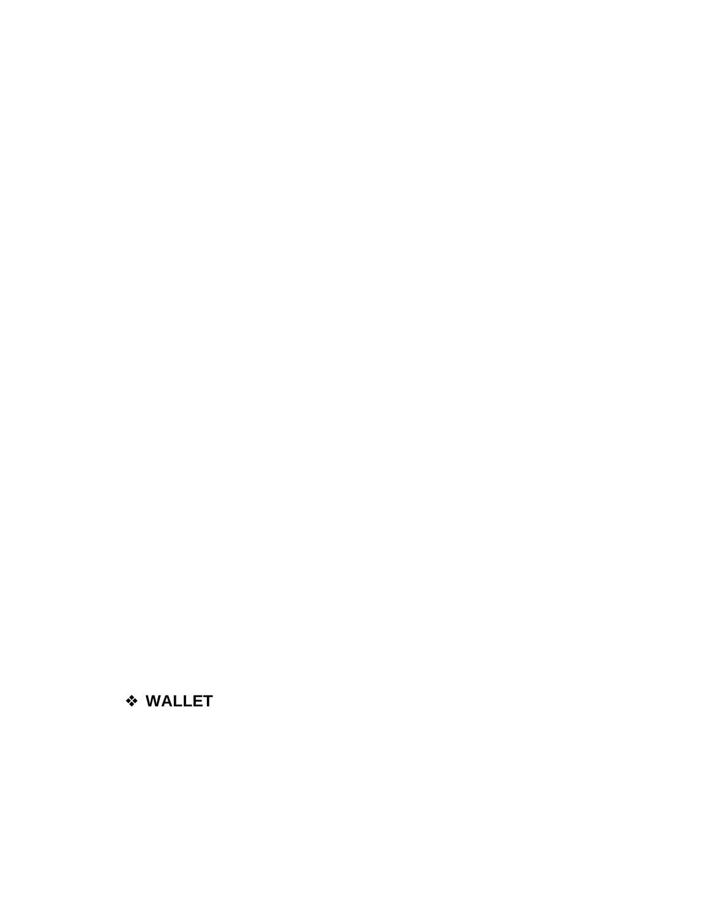- **WALLET**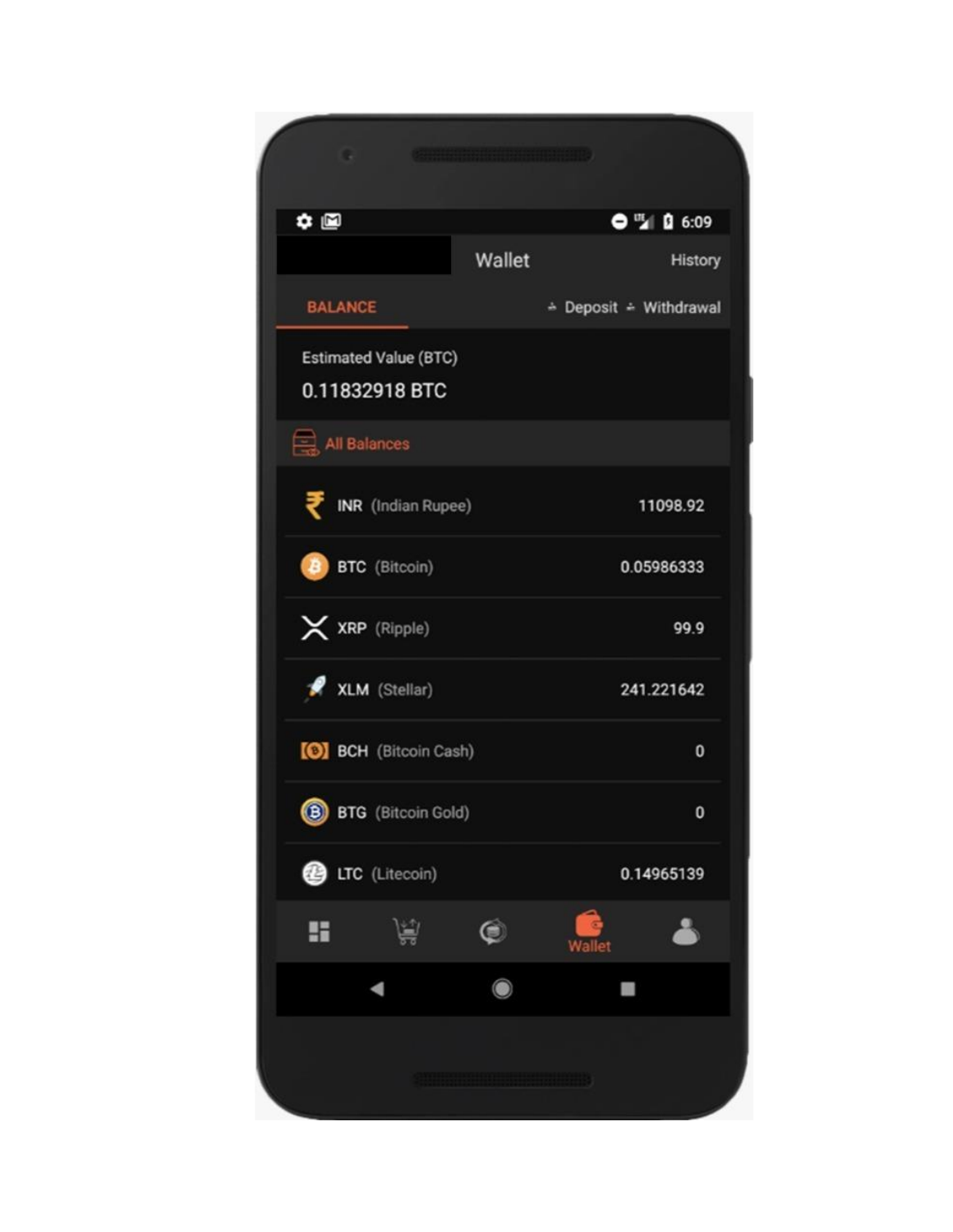Wallet History

BALANCE  Deposit  Withdrawal

Estimated Value (BTC)

0.11832918 BTC

All Balances

| Currency | Balance |
| --- | --- |
| INR (Indian Rupee) | 11098.92 |
| BTC (Bitcoin) | 0.05986333 |
| XRP (Ripple) | 99.9 |
| XLM (Stellar) | 241.221642 |
| BCH (Bitcoin Cash) | 0 |
| BTG (Bitcoin Gold) | 0 |
| LTC (Litecoin) | 0.14965139 |

Wallet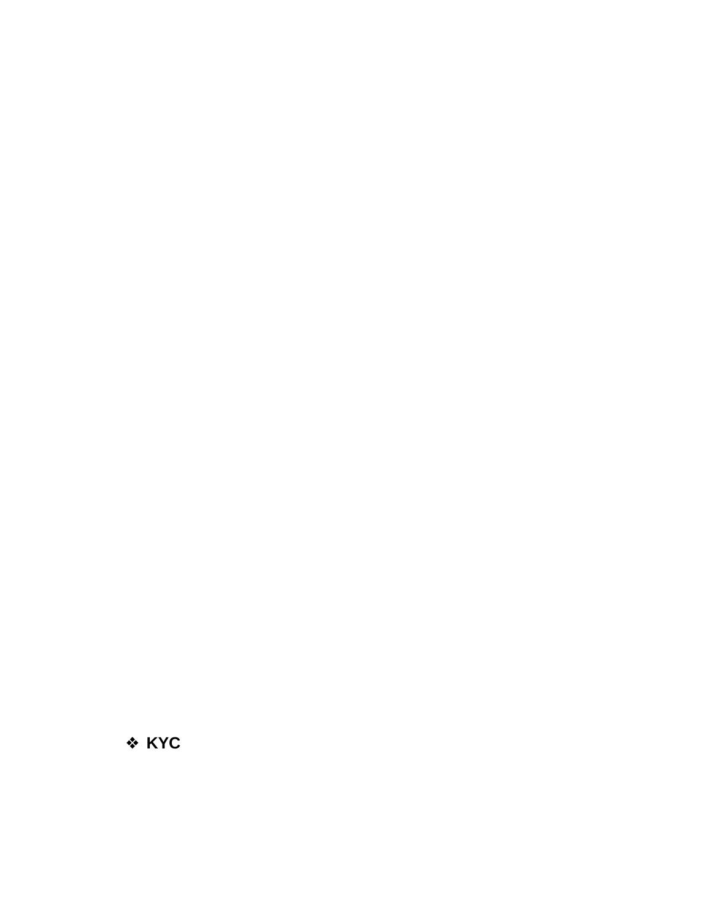- **KYC**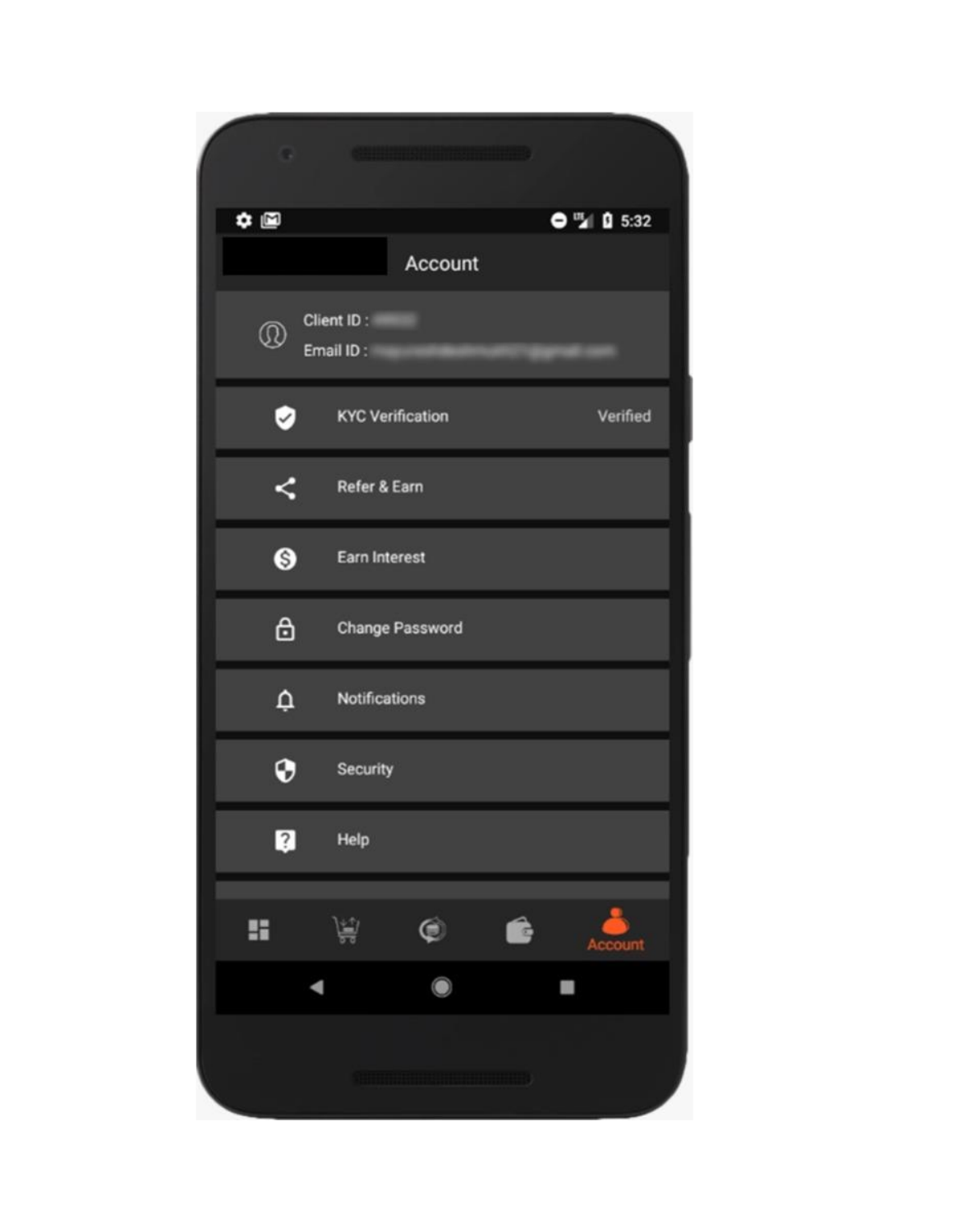Account

Client ID :

Email ID :

KYC Verification Verified

Refer & Earn

Earn Interest

Change Password

Notifications

Security

Help

Account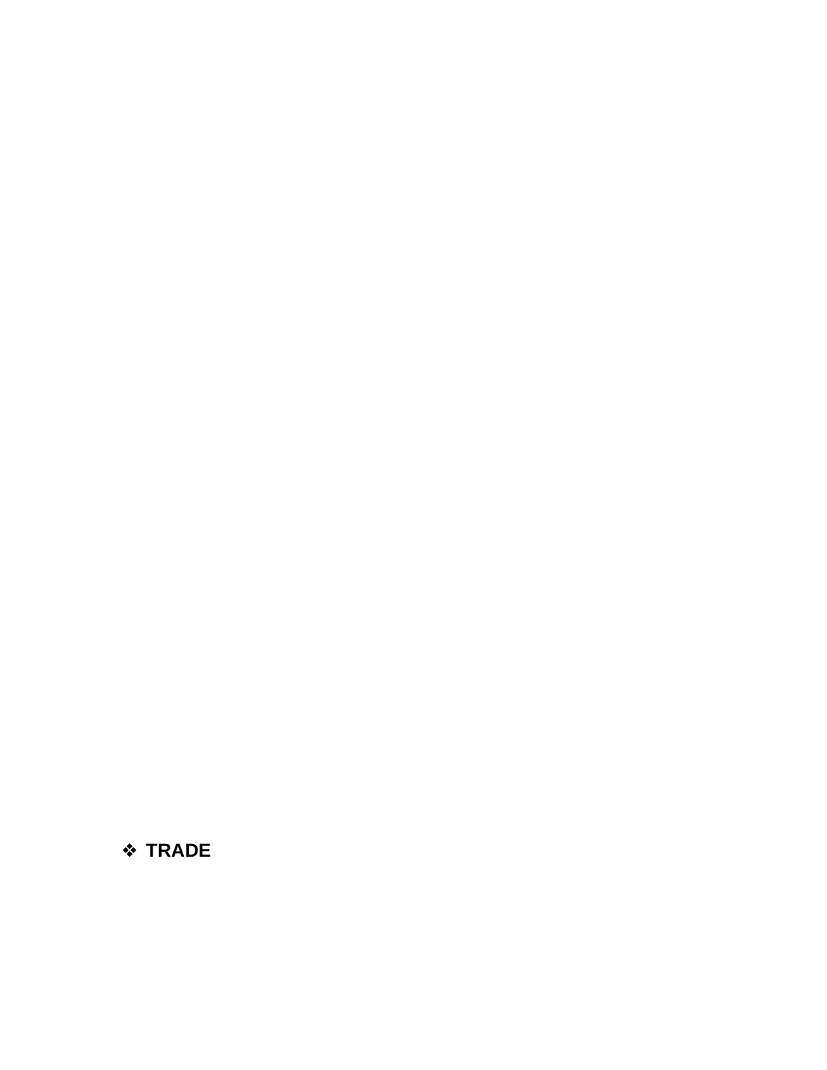- **TRADE**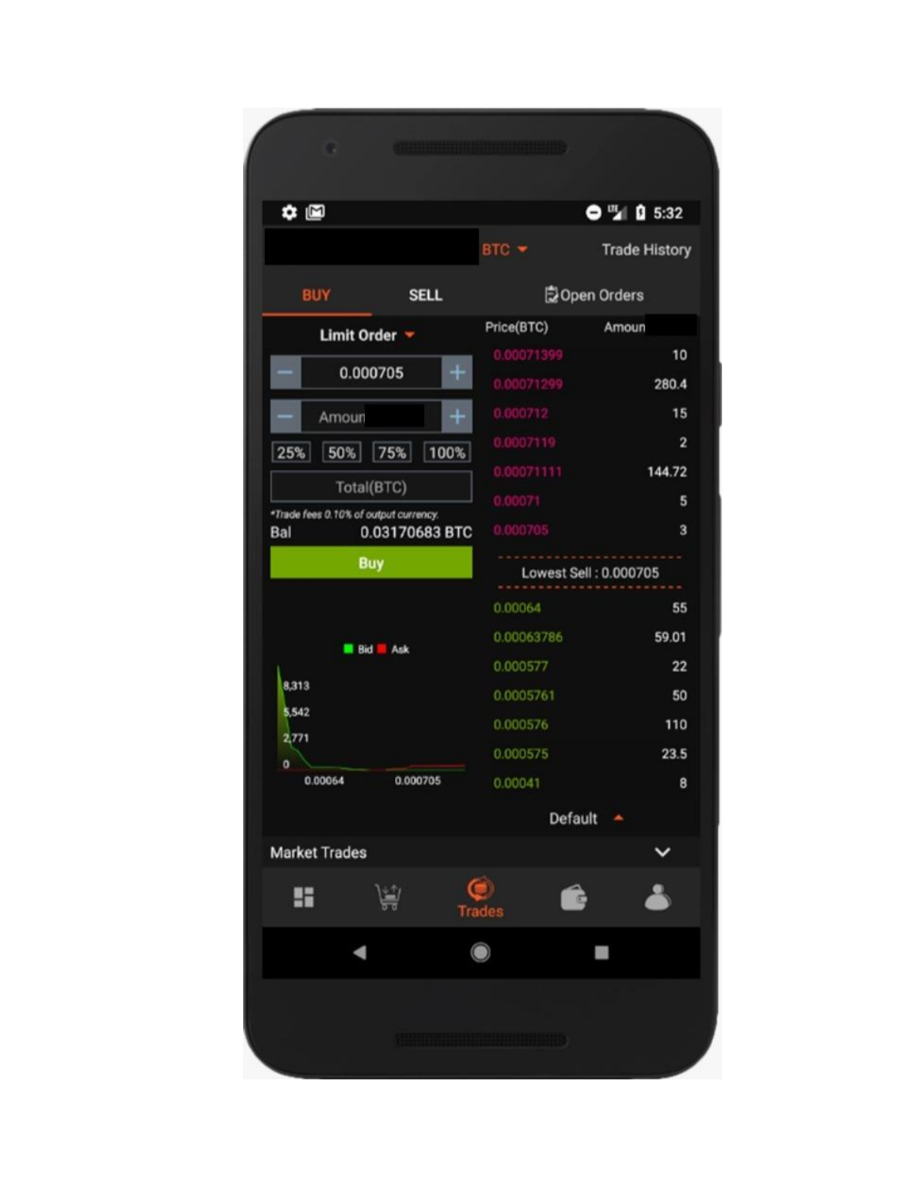BTC Trade History

BUY SELL Open Orders

Limit Order

0.000705

Amoun

25% 50% 75% 100%

Total(BTC)

*Trade fees 0.10% of output currency.*

Bal 0.03170683 BTC

Buy

| Price(BTC) | Amoun |
|---|---|
| 0.00071399 | 10 |
| 0.00071299 | 280.4 |
| 0.000712 | 15 |
| 0.0007119 | 2 |
| 0.00071111 | 144.72 |
| 0.00071 | 5 |
| 0.000705 | 3 |
| Lowest Sell : 0.000705 | |
| 0.00064 | 55 |
| 0.00063786 | 59.01 |
| 0.000577 | 22 |
| 0.0005761 | 50 |
| 0.000576 | 110 |
| 0.000575 | 23.5 |
| 0.00041 | 8 |

Bid Ask

8,313
5,542
2,771
0

0.00064 0.000705

Default

Market Trades

Trades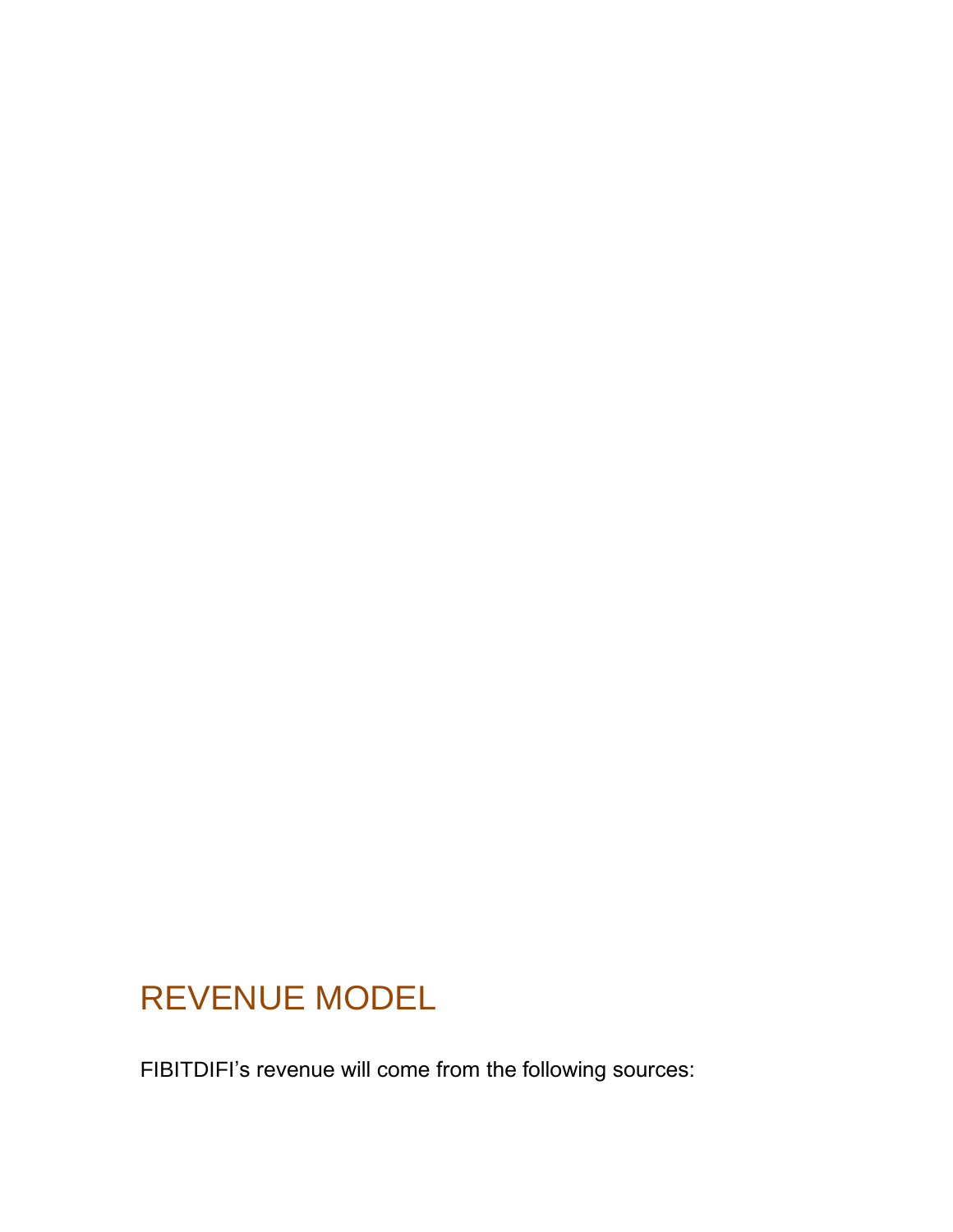# REVENUE MODEL

FIBITDIFI’s revenue will come from the following sources: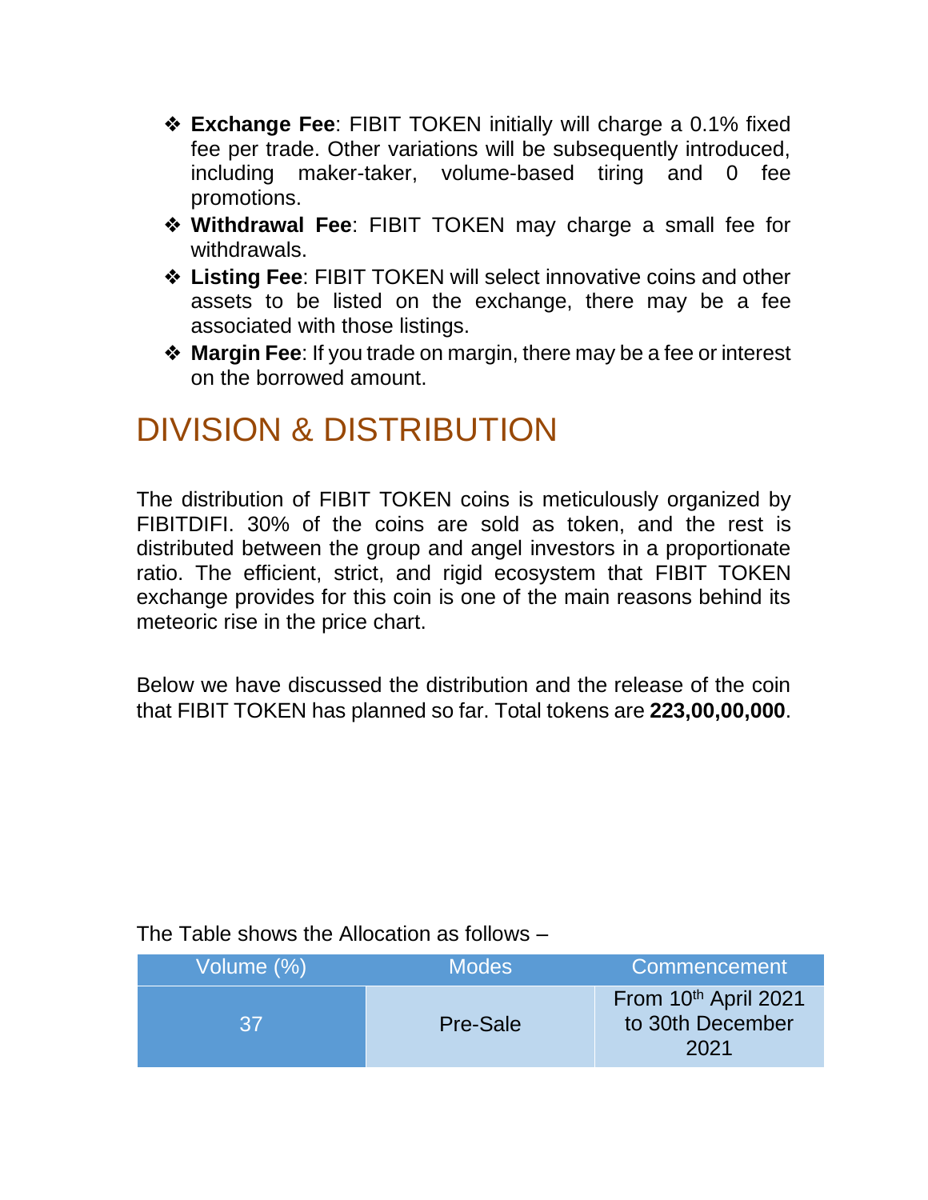- **Exchange Fee**: FIBIT TOKEN initially will charge a 0.1% fixed fee per trade. Other variations will be subsequently introduced, including maker-taker, volume-based tiring and 0 fee promotions.
- **Withdrawal Fee**: FIBIT TOKEN may charge a small fee for withdrawals.
- **Listing Fee**: FIBIT TOKEN will select innovative coins and other assets to be listed on the exchange, there may be a fee associated with those listings.
- **Margin Fee**: If you trade on margin, there may be a fee or interest on the borrowed amount.

# DIVISION & DISTRIBUTION

The distribution of FIBIT TOKEN coins is meticulously organized by FIBITDIFI. 30% of the coins are sold as token, and the rest is distributed between the group and angel investors in a proportionate ratio. The efficient, strict, and rigid ecosystem that FIBIT TOKEN exchange provides for this coin is one of the main reasons behind its meteoric rise in the price chart.

Below we have discussed the distribution and the release of the coin that FIBIT TOKEN has planned so far. Total tokens are **223,00,00,000**.

The Table shows the Allocation as follows –

| Volume (%) | Modes | Commencement |
|---|---|---|
| 37 | Pre-Sale | From 10th April 2021 to 30th December 2021 |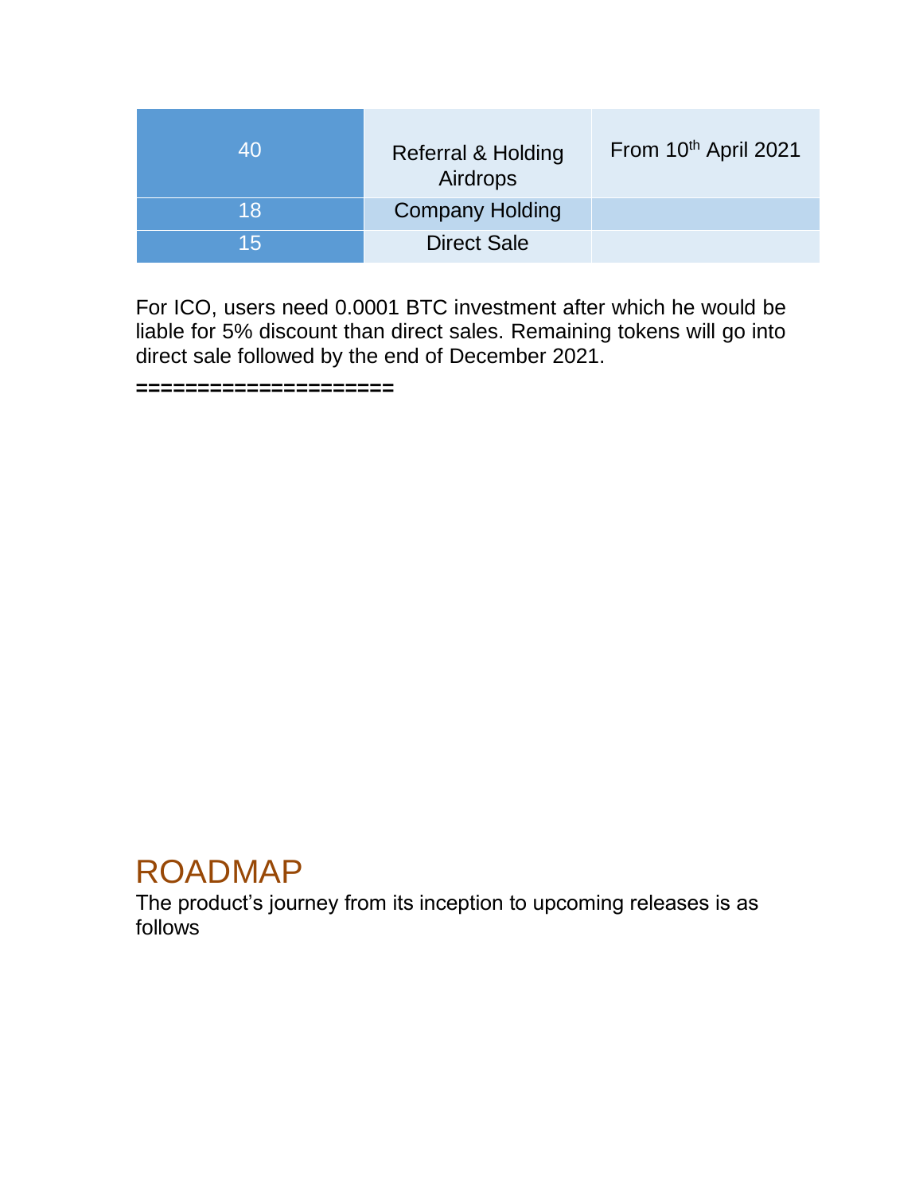| | | |
|---|---|---|
| 40 | Referral & Holding Airdrops | From 10th April 2021 |
| 18 | Company Holding | |
| 15 | Direct Sale | |

For ICO, users need 0.0001 BTC investment after which he would be liable for 5% discount than direct sales. Remaining tokens will go into direct sale followed by the end of December 2021.

====================

## ROADMAP

The product's journey from its inception to upcoming releases is as follows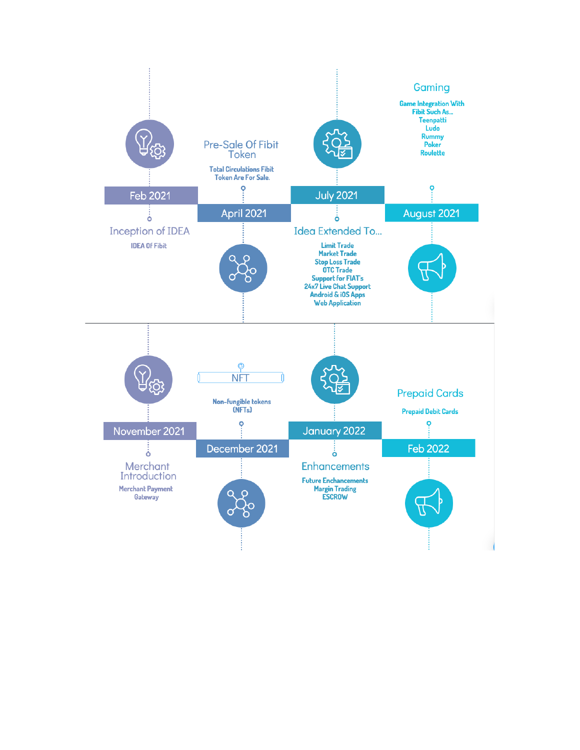Feb 2021

**Inception of IDEA**

IDEA Of Fibit

April 2021

**Pre-Sale Of Fibit Token**

Total Circulations Fibit Token Are For Sale.

July 2021

**Idea Extended To...**

Limit Trade
Market Trade
Stop Loss Trade
OTC Trade
Support for FIAT's
24x7 Live Chat Support
Android & iOS Apps
Web Application

August 2021

**Gaming**

Game Integration With Fibit Such As...
Teenpatti
Ludo
Rummy
Poker
Roulette

November 2021

**Merchant Introduction**

Merchant Payment Gateway

December 2021

**NFT**

Non-fungible tokens (NFTs)

January 2022

**Enhancements**

Future Enchancements
Margin Trading
ESCROW

Feb 2022

**Prepaid Cards**

Prepaid Debit Cards